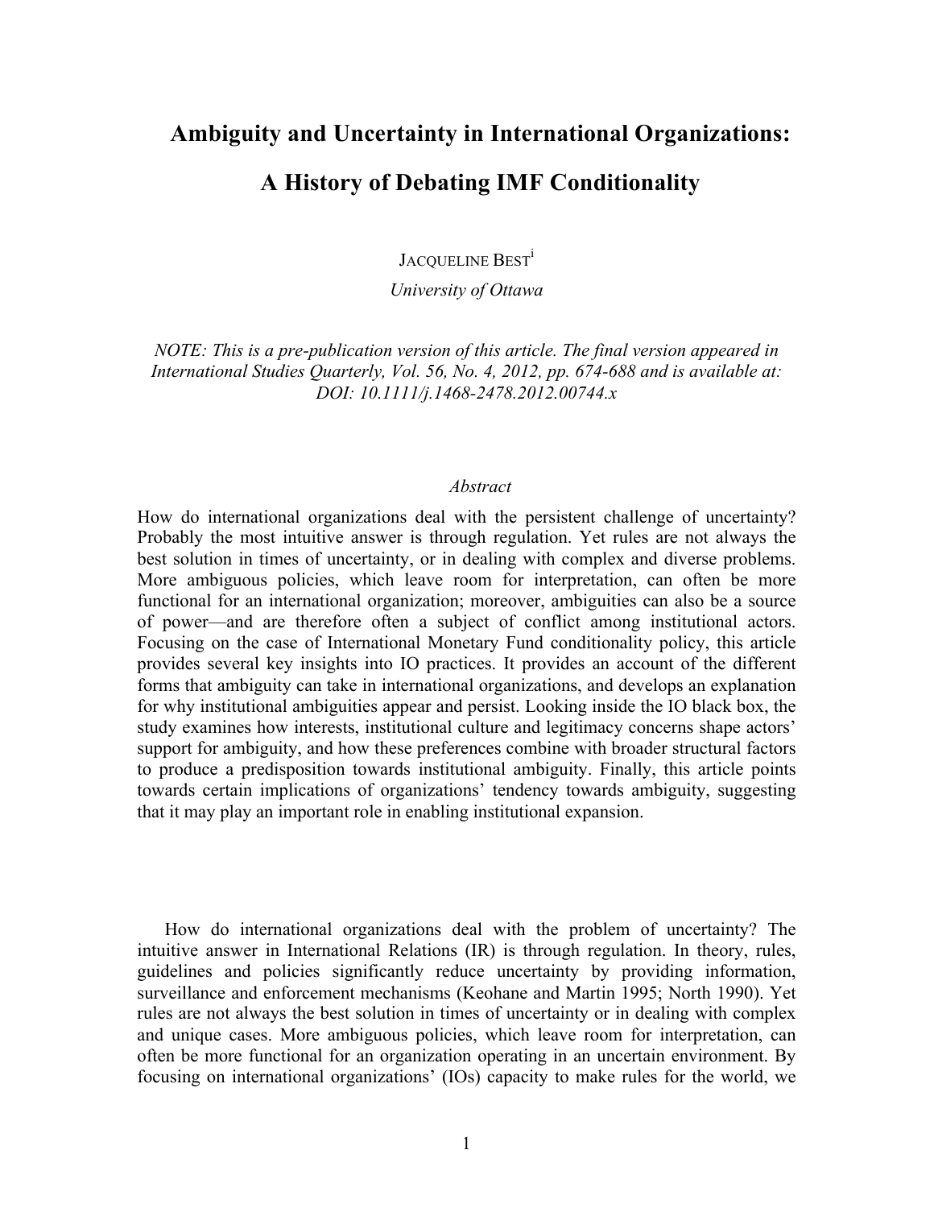# Ambiguity and Uncertainty in International Organizations:

# A History of Debating IMF Conditionality

JACQUELINE BEST[i]

*University of Ottawa*

*NOTE: This is a pre-publication version of this article. The final version appeared in International Studies Quarterly, Vol. 56, No. 4, 2012, pp. 674-688 and is available at: DOI: 10.1111/j.1468-2478.2012.00744.x*

*Abstract*

How do international organizations deal with the persistent challenge of uncertainty? Probably the most intuitive answer is through regulation. Yet rules are not always the best solution in times of uncertainty, or in dealing with complex and diverse problems. More ambiguous policies, which leave room for interpretation, can often be more functional for an international organization; moreover, ambiguities can also be a source of power—and are therefore often a subject of conflict among institutional actors. Focusing on the case of International Monetary Fund conditionality policy, this article provides several key insights into IO practices. It provides an account of the different forms that ambiguity can take in international organizations, and develops an explanation for why institutional ambiguities appear and persist. Looking inside the IO black box, the study examines how interests, institutional culture and legitimacy concerns shape actors' support for ambiguity, and how these preferences combine with broader structural factors to produce a predisposition towards institutional ambiguity. Finally, this article points towards certain implications of organizations' tendency towards ambiguity, suggesting that it may play an important role in enabling institutional expansion.

How do international organizations deal with the problem of uncertainty? The intuitive answer in International Relations (IR) is through regulation. In theory, rules, guidelines and policies significantly reduce uncertainty by providing information, surveillance and enforcement mechanisms (Keohane and Martin 1995; North 1990). Yet rules are not always the best solution in times of uncertainty or in dealing with complex and unique cases. More ambiguous policies, which leave room for interpretation, can often be more functional for an organization operating in an uncertain environment. By focusing on international organizations' (IOs) capacity to make rules for the world, we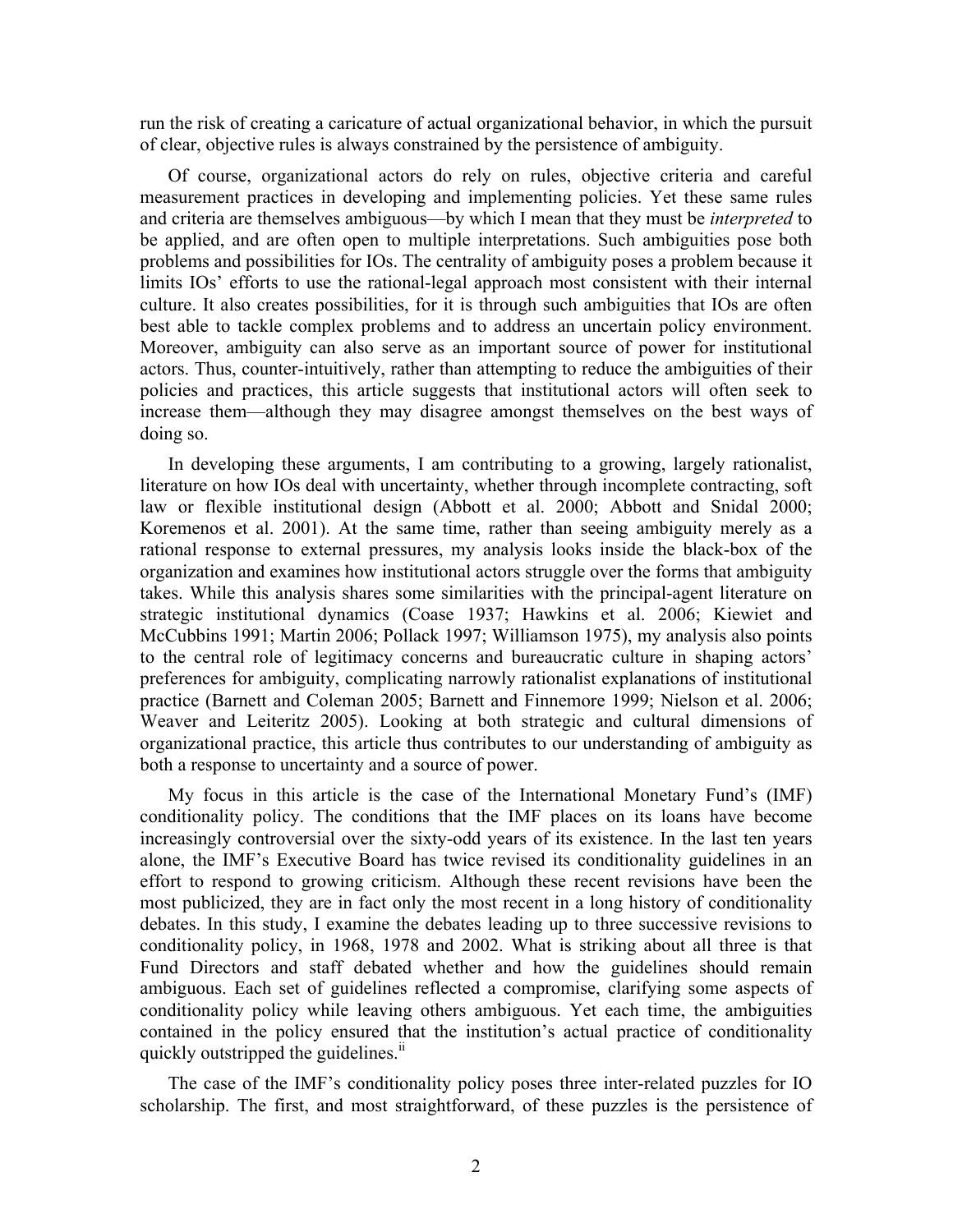run the risk of creating a caricature of actual organizational behavior, in which the pursuit of clear, objective rules is always constrained by the persistence of ambiguity.

Of course, organizational actors do rely on rules, objective criteria and careful measurement practices in developing and implementing policies. Yet these same rules and criteria are themselves ambiguous—by which I mean that they must be *interpreted* to be applied, and are often open to multiple interpretations. Such ambiguities pose both problems and possibilities for IOs. The centrality of ambiguity poses a problem because it limits IOs' efforts to use the rational-legal approach most consistent with their internal culture. It also creates possibilities, for it is through such ambiguities that IOs are often best able to tackle complex problems and to address an uncertain policy environment. Moreover, ambiguity can also serve as an important source of power for institutional actors. Thus, counter-intuitively, rather than attempting to reduce the ambiguities of their policies and practices, this article suggests that institutional actors will often seek to increase them—although they may disagree amongst themselves on the best ways of doing so.

In developing these arguments, I am contributing to a growing, largely rationalist, literature on how IOs deal with uncertainty, whether through incomplete contracting, soft law or flexible institutional design (Abbott et al. 2000; Abbott and Snidal 2000; Koremenos et al. 2001). At the same time, rather than seeing ambiguity merely as a rational response to external pressures, my analysis looks inside the black-box of the organization and examines how institutional actors struggle over the forms that ambiguity takes. While this analysis shares some similarities with the principal-agent literature on strategic institutional dynamics (Coase 1937; Hawkins et al. 2006; Kiewiet and McCubbins 1991; Martin 2006; Pollack 1997; Williamson 1975), my analysis also points to the central role of legitimacy concerns and bureaucratic culture in shaping actors' preferences for ambiguity, complicating narrowly rationalist explanations of institutional practice (Barnett and Coleman 2005; Barnett and Finnemore 1999; Nielson et al. 2006; Weaver and Leiteritz 2005). Looking at both strategic and cultural dimensions of organizational practice, this article thus contributes to our understanding of ambiguity as both a response to uncertainty and a source of power.

My focus in this article is the case of the International Monetary Fund's (IMF) conditionality policy. The conditions that the IMF places on its loans have become increasingly controversial over the sixty-odd years of its existence. In the last ten years alone, the IMF's Executive Board has twice revised its conditionality guidelines in an effort to respond to growing criticism. Although these recent revisions have been the most publicized, they are in fact only the most recent in a long history of conditionality debates. In this study, I examine the debates leading up to three successive revisions to conditionality policy, in 1968, 1978 and 2002. What is striking about all three is that Fund Directors and staff debated whether and how the guidelines should remain ambiguous. Each set of guidelines reflected a compromise, clarifying some aspects of conditionality policy while leaving others ambiguous. Yet each time, the ambiguities contained in the policy ensured that the institution's actual practice of conditionality quickly outstripped the guidelines.[ii]

The case of the IMF's conditionality policy poses three inter-related puzzles for IO scholarship. The first, and most straightforward, of these puzzles is the persistence of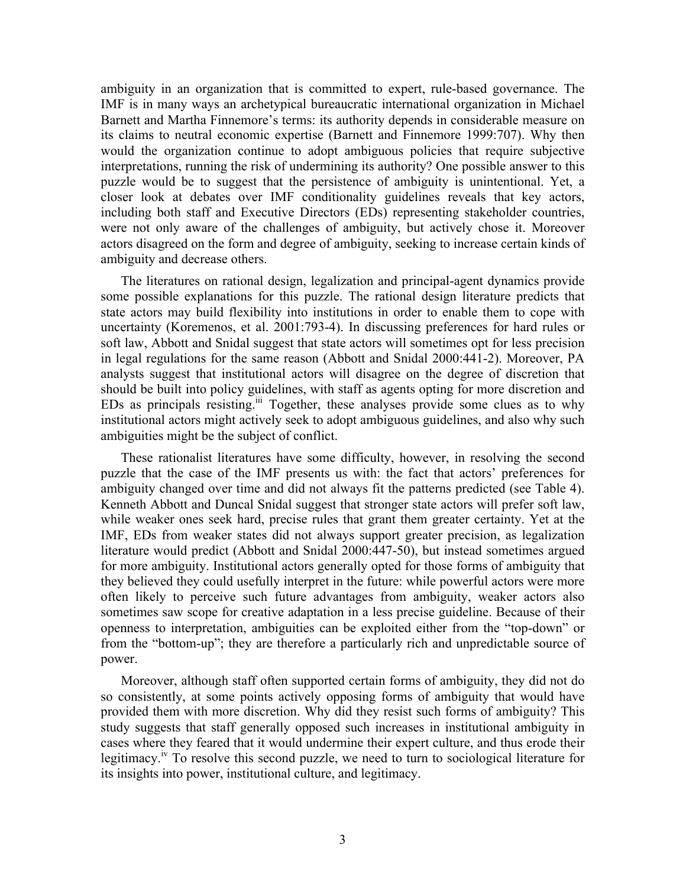ambiguity in an organization that is committed to expert, rule-based governance. The IMF is in many ways an archetypical bureaucratic international organization in Michael Barnett and Martha Finnemore's terms: its authority depends in considerable measure on its claims to neutral economic expertise (Barnett and Finnemore 1999:707). Why then would the organization continue to adopt ambiguous policies that require subjective interpretations, running the risk of undermining its authority? One possible answer to this puzzle would be to suggest that the persistence of ambiguity is unintentional. Yet, a closer look at debates over IMF conditionality guidelines reveals that key actors, including both staff and Executive Directors (EDs) representing stakeholder countries, were not only aware of the challenges of ambiguity, but actively chose it. Moreover actors disagreed on the form and degree of ambiguity, seeking to increase certain kinds of ambiguity and decrease others.

The literatures on rational design, legalization and principal-agent dynamics provide some possible explanations for this puzzle. The rational design literature predicts that state actors may build flexibility into institutions in order to enable them to cope with uncertainty (Koremenos, et al. 2001:793-4). In discussing preferences for hard rules or soft law, Abbott and Snidal suggest that state actors will sometimes opt for less precision in legal regulations for the same reason (Abbott and Snidal 2000:441-2). Moreover, PA analysts suggest that institutional actors will disagree on the degree of discretion that should be built into policy guidelines, with staff as agents opting for more discretion and EDs as principals resisting.[iii] Together, these analyses provide some clues as to why institutional actors might actively seek to adopt ambiguous guidelines, and also why such ambiguities might be the subject of conflict.

These rationalist literatures have some difficulty, however, in resolving the second puzzle that the case of the IMF presents us with: the fact that actors' preferences for ambiguity changed over time and did not always fit the patterns predicted (see Table 4). Kenneth Abbott and Duncal Snidal suggest that stronger state actors will prefer soft law, while weaker ones seek hard, precise rules that grant them greater certainty. Yet at the IMF, EDs from weaker states did not always support greater precision, as legalization literature would predict (Abbott and Snidal 2000:447-50), but instead sometimes argued for more ambiguity. Institutional actors generally opted for those forms of ambiguity that they believed they could usefully interpret in the future: while powerful actors were more often likely to perceive such future advantages from ambiguity, weaker actors also sometimes saw scope for creative adaptation in a less precise guideline. Because of their openness to interpretation, ambiguities can be exploited either from the "top-down" or from the "bottom-up"; they are therefore a particularly rich and unpredictable source of power.

Moreover, although staff often supported certain forms of ambiguity, they did not do so consistently, at some points actively opposing forms of ambiguity that would have provided them with more discretion. Why did they resist such forms of ambiguity? This study suggests that staff generally opposed such increases in institutional ambiguity in cases where they feared that it would undermine their expert culture, and thus erode their legitimacy.[iv] To resolve this second puzzle, we need to turn to sociological literature for its insights into power, institutional culture, and legitimacy.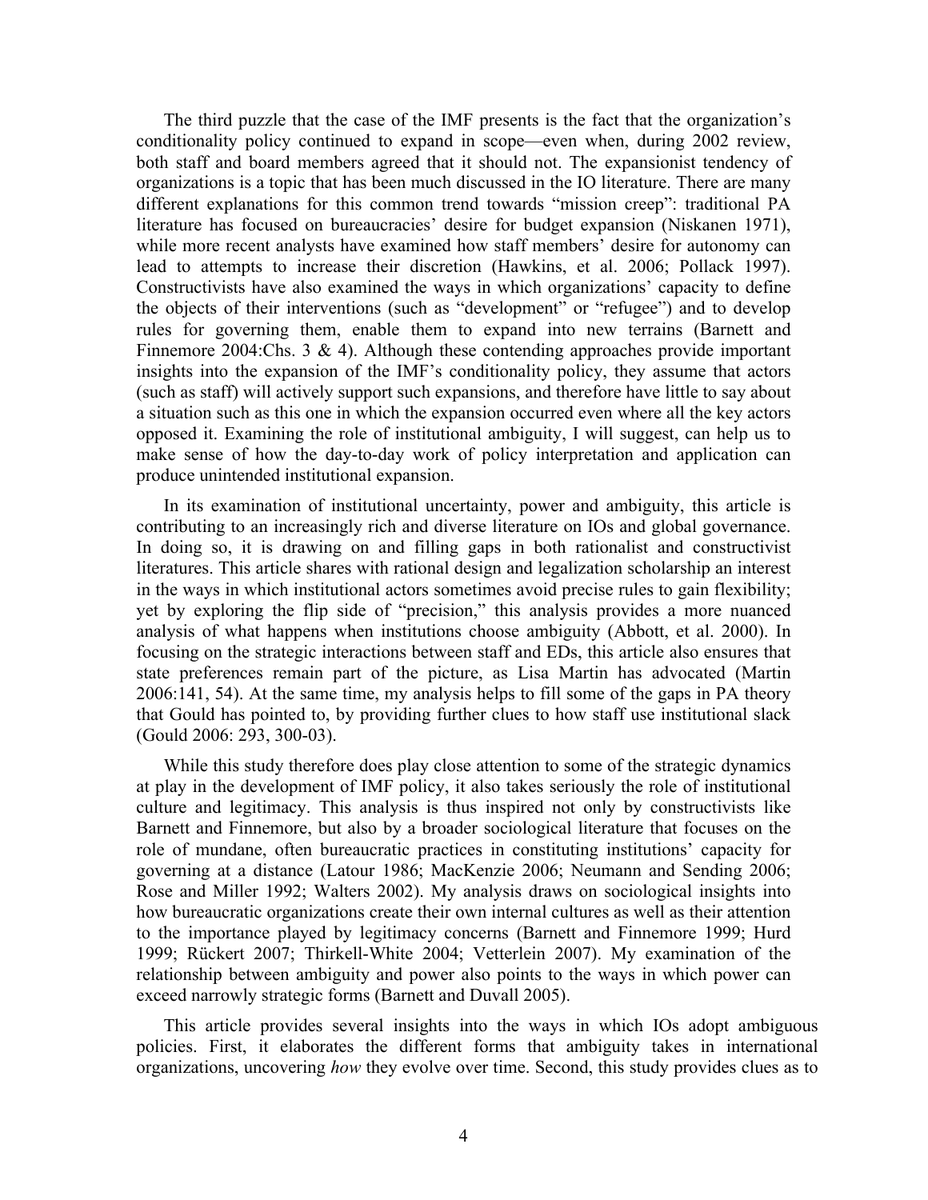The third puzzle that the case of the IMF presents is the fact that the organization's conditionality policy continued to expand in scope—even when, during 2002 review, both staff and board members agreed that it should not. The expansionist tendency of organizations is a topic that has been much discussed in the IO literature. There are many different explanations for this common trend towards "mission creep": traditional PA literature has focused on bureaucracies' desire for budget expansion (Niskanen 1971), while more recent analysts have examined how staff members' desire for autonomy can lead to attempts to increase their discretion (Hawkins, et al. 2006; Pollack 1997). Constructivists have also examined the ways in which organizations' capacity to define the objects of their interventions (such as "development" or "refugee") and to develop rules for governing them, enable them to expand into new terrains (Barnett and Finnemore 2004:Chs. 3 & 4). Although these contending approaches provide important insights into the expansion of the IMF's conditionality policy, they assume that actors (such as staff) will actively support such expansions, and therefore have little to say about a situation such as this one in which the expansion occurred even where all the key actors opposed it. Examining the role of institutional ambiguity, I will suggest, can help us to make sense of how the day-to-day work of policy interpretation and application can produce unintended institutional expansion.

In its examination of institutional uncertainty, power and ambiguity, this article is contributing to an increasingly rich and diverse literature on IOs and global governance. In doing so, it is drawing on and filling gaps in both rationalist and constructivist literatures. This article shares with rational design and legalization scholarship an interest in the ways in which institutional actors sometimes avoid precise rules to gain flexibility; yet by exploring the flip side of "precision," this analysis provides a more nuanced analysis of what happens when institutions choose ambiguity (Abbott, et al. 2000). In focusing on the strategic interactions between staff and EDs, this article also ensures that state preferences remain part of the picture, as Lisa Martin has advocated (Martin 2006:141, 54). At the same time, my analysis helps to fill some of the gaps in PA theory that Gould has pointed to, by providing further clues to how staff use institutional slack (Gould 2006: 293, 300-03).

While this study therefore does play close attention to some of the strategic dynamics at play in the development of IMF policy, it also takes seriously the role of institutional culture and legitimacy. This analysis is thus inspired not only by constructivists like Barnett and Finnemore, but also by a broader sociological literature that focuses on the role of mundane, often bureaucratic practices in constituting institutions' capacity for governing at a distance (Latour 1986; MacKenzie 2006; Neumann and Sending 2006; Rose and Miller 1992; Walters 2002). My analysis draws on sociological insights into how bureaucratic organizations create their own internal cultures as well as their attention to the importance played by legitimacy concerns (Barnett and Finnemore 1999; Hurd 1999; Rückert 2007; Thirkell-White 2004; Vetterlein 2007). My examination of the relationship between ambiguity and power also points to the ways in which power can exceed narrowly strategic forms (Barnett and Duvall 2005).

This article provides several insights into the ways in which IOs adopt ambiguous policies. First, it elaborates the different forms that ambiguity takes in international organizations, uncovering *how* they evolve over time. Second, this study provides clues as to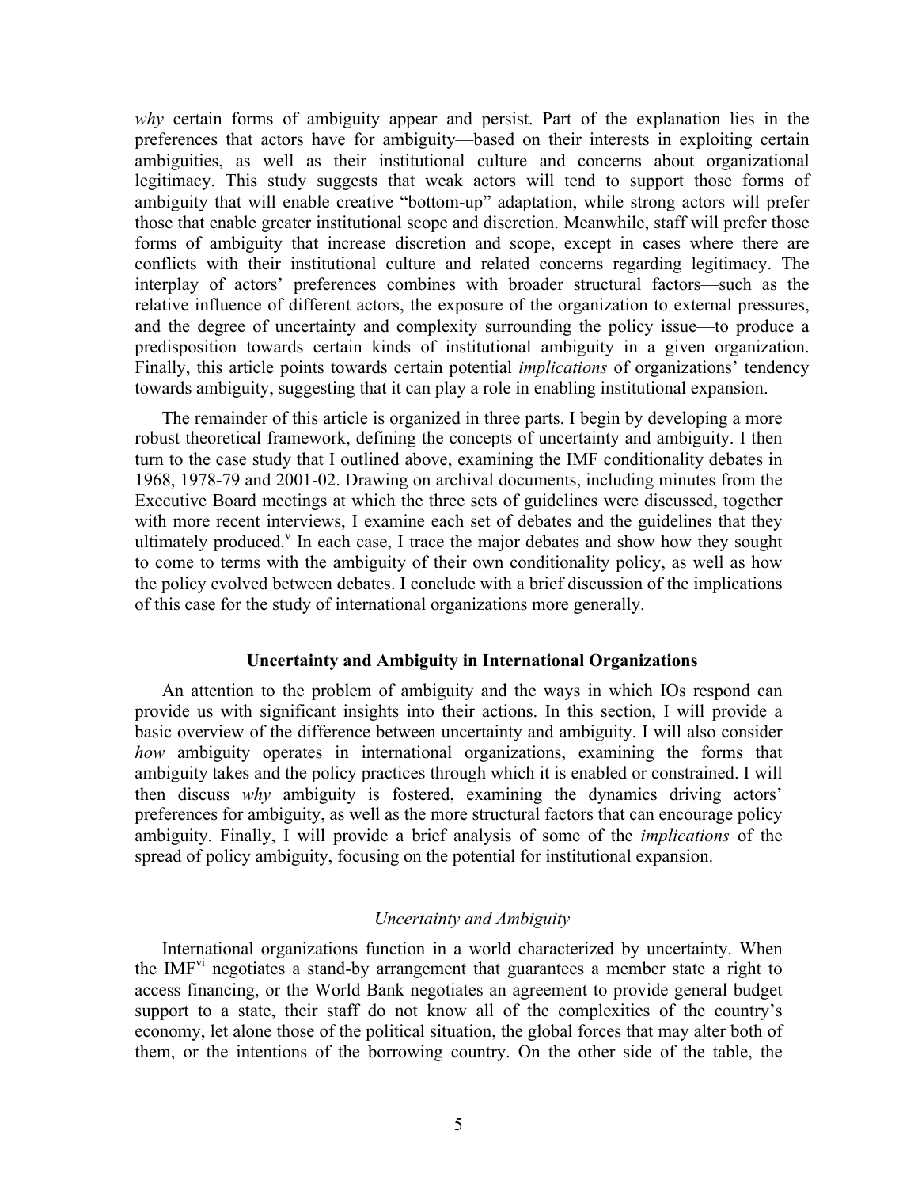*why* certain forms of ambiguity appear and persist. Part of the explanation lies in the preferences that actors have for ambiguity—based on their interests in exploiting certain ambiguities, as well as their institutional culture and concerns about organizational legitimacy. This study suggests that weak actors will tend to support those forms of ambiguity that will enable creative "bottom-up" adaptation, while strong actors will prefer those that enable greater institutional scope and discretion. Meanwhile, staff will prefer those forms of ambiguity that increase discretion and scope, except in cases where there are conflicts with their institutional culture and related concerns regarding legitimacy. The interplay of actors' preferences combines with broader structural factors—such as the relative influence of different actors, the exposure of the organization to external pressures, and the degree of uncertainty and complexity surrounding the policy issue—to produce a predisposition towards certain kinds of institutional ambiguity in a given organization. Finally, this article points towards certain potential *implications* of organizations' tendency towards ambiguity, suggesting that it can play a role in enabling institutional expansion.

The remainder of this article is organized in three parts. I begin by developing a more robust theoretical framework, defining the concepts of uncertainty and ambiguity. I then turn to the case study that I outlined above, examining the IMF conditionality debates in 1968, 1978-79 and 2001-02. Drawing on archival documents, including minutes from the Executive Board meetings at which the three sets of guidelines were discussed, together with more recent interviews, I examine each set of debates and the guidelines that they ultimately produced.[v] In each case, I trace the major debates and show how they sought to come to terms with the ambiguity of their own conditionality policy, as well as how the policy evolved between debates. I conclude with a brief discussion of the implications of this case for the study of international organizations more generally.

## Uncertainty and Ambiguity in International Organizations

An attention to the problem of ambiguity and the ways in which IOs respond can provide us with significant insights into their actions. In this section, I will provide a basic overview of the difference between uncertainty and ambiguity. I will also consider *how* ambiguity operates in international organizations, examining the forms that ambiguity takes and the policy practices through which it is enabled or constrained. I will then discuss *why* ambiguity is fostered, examining the dynamics driving actors' preferences for ambiguity, as well as the more structural factors that can encourage policy ambiguity. Finally, I will provide a brief analysis of some of the *implications* of the spread of policy ambiguity, focusing on the potential for institutional expansion.

### *Uncertainty and Ambiguity*

International organizations function in a world characterized by uncertainty. When the IMF[vi] negotiates a stand-by arrangement that guarantees a member state a right to access financing, or the World Bank negotiates an agreement to provide general budget support to a state, their staff do not know all of the complexities of the country's economy, let alone those of the political situation, the global forces that may alter both of them, or the intentions of the borrowing country. On the other side of the table, the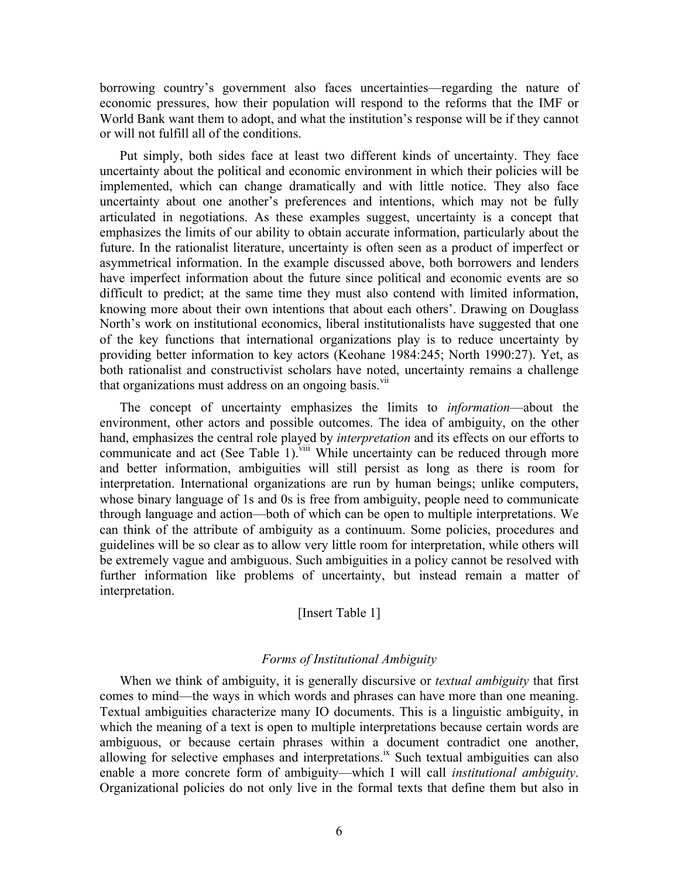borrowing country's government also faces uncertainties—regarding the nature of economic pressures, how their population will respond to the reforms that the IMF or World Bank want them to adopt, and what the institution's response will be if they cannot or will not fulfill all of the conditions.

Put simply, both sides face at least two different kinds of uncertainty. They face uncertainty about the political and economic environment in which their policies will be implemented, which can change dramatically and with little notice. They also face uncertainty about one another's preferences and intentions, which may not be fully articulated in negotiations. As these examples suggest, uncertainty is a concept that emphasizes the limits of our ability to obtain accurate information, particularly about the future. In the rationalist literature, uncertainty is often seen as a product of imperfect or asymmetrical information. In the example discussed above, both borrowers and lenders have imperfect information about the future since political and economic events are so difficult to predict; at the same time they must also contend with limited information, knowing more about their own intentions that about each others'. Drawing on Douglass North's work on institutional economics, liberal institutionalists have suggested that one of the key functions that international organizations play is to reduce uncertainty by providing better information to key actors (Keohane 1984:245; North 1990:27). Yet, as both rationalist and constructivist scholars have noted, uncertainty remains a challenge that organizations must address on an ongoing basis.[vii]

The concept of uncertainty emphasizes the limits to *information*—about the environment, other actors and possible outcomes. The idea of ambiguity, on the other hand, emphasizes the central role played by *interpretation* and its effects on our efforts to communicate and act (See Table 1).[viii] While uncertainty can be reduced through more and better information, ambiguities will still persist as long as there is room for interpretation. International organizations are run by human beings; unlike computers, whose binary language of 1s and 0s is free from ambiguity, people need to communicate through language and action—both of which can be open to multiple interpretations. We can think of the attribute of ambiguity as a continuum. Some policies, procedures and guidelines will be so clear as to allow very little room for interpretation, while others will be extremely vague and ambiguous. Such ambiguities in a policy cannot be resolved with further information like problems of uncertainty, but instead remain a matter of interpretation.

[Insert Table 1]

### *Forms of Institutional Ambiguity*

When we think of ambiguity, it is generally discursive or *textual ambiguity* that first comes to mind—the ways in which words and phrases can have more than one meaning. Textual ambiguities characterize many IO documents. This is a linguistic ambiguity, in which the meaning of a text is open to multiple interpretations because certain words are ambiguous, or because certain phrases within a document contradict one another, allowing for selective emphases and interpretations.[ix] Such textual ambiguities can also enable a more concrete form of ambiguity—which I will call *institutional ambiguity*. Organizational policies do not only live in the formal texts that define them but also in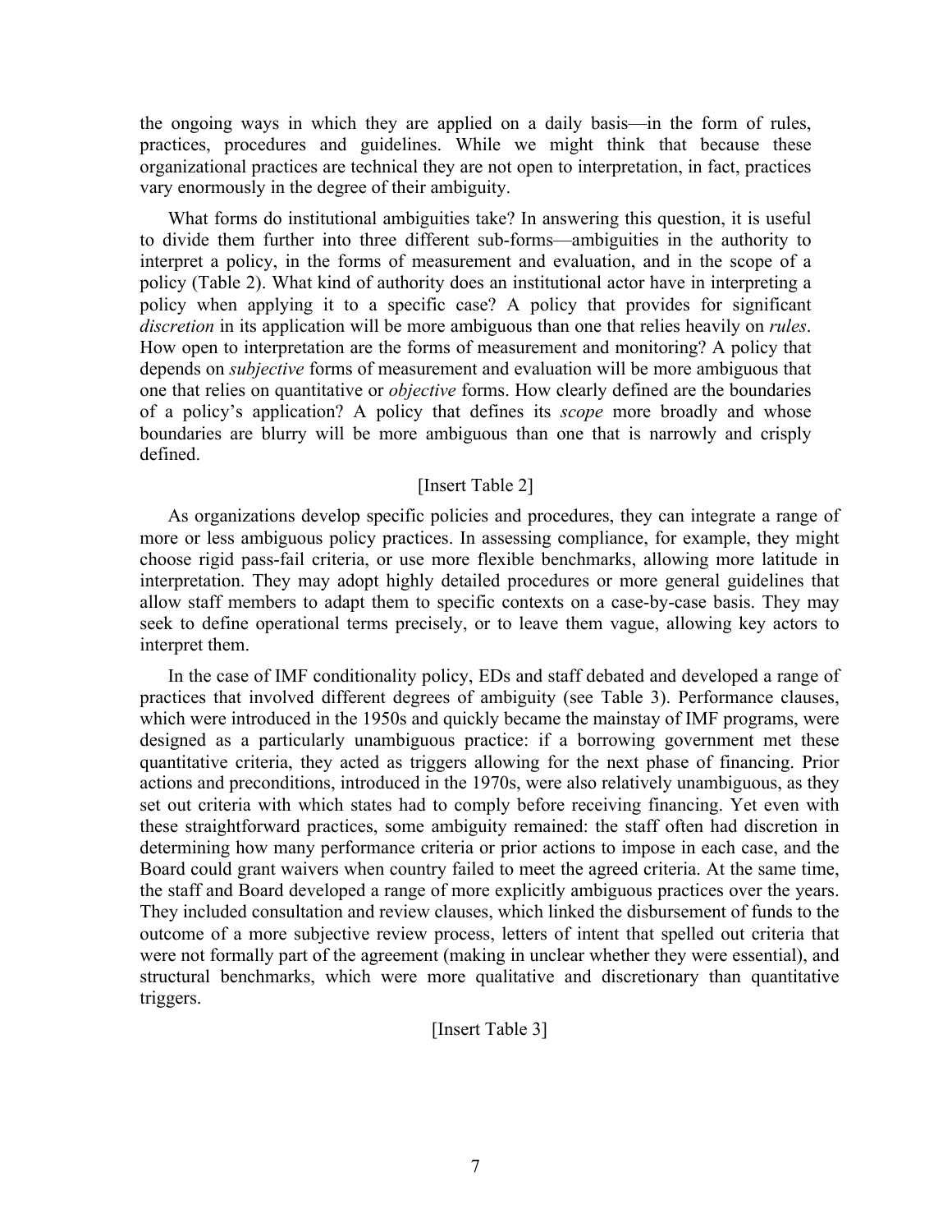the ongoing ways in which they are applied on a daily basis—in the form of rules, practices, procedures and guidelines. While we might think that because these organizational practices are technical they are not open to interpretation, in fact, practices vary enormously in the degree of their ambiguity.

What forms do institutional ambiguities take? In answering this question, it is useful to divide them further into three different sub-forms—ambiguities in the authority to interpret a policy, in the forms of measurement and evaluation, and in the scope of a policy (Table 2). What kind of authority does an institutional actor have in interpreting a policy when applying it to a specific case? A policy that provides for significant *discretion* in its application will be more ambiguous than one that relies heavily on *rules*. How open to interpretation are the forms of measurement and monitoring? A policy that depends on *subjective* forms of measurement and evaluation will be more ambiguous that one that relies on quantitative or *objective* forms. How clearly defined are the boundaries of a policy's application? A policy that defines its *scope* more broadly and whose boundaries are blurry will be more ambiguous than one that is narrowly and crisply defined.

[Insert Table 2]

As organizations develop specific policies and procedures, they can integrate a range of more or less ambiguous policy practices. In assessing compliance, for example, they might choose rigid pass-fail criteria, or use more flexible benchmarks, allowing more latitude in interpretation. They may adopt highly detailed procedures or more general guidelines that allow staff members to adapt them to specific contexts on a case-by-case basis. They may seek to define operational terms precisely, or to leave them vague, allowing key actors to interpret them.

In the case of IMF conditionality policy, EDs and staff debated and developed a range of practices that involved different degrees of ambiguity (see Table 3). Performance clauses, which were introduced in the 1950s and quickly became the mainstay of IMF programs, were designed as a particularly unambiguous practice: if a borrowing government met these quantitative criteria, they acted as triggers allowing for the next phase of financing. Prior actions and preconditions, introduced in the 1970s, were also relatively unambiguous, as they set out criteria with which states had to comply before receiving financing. Yet even with these straightforward practices, some ambiguity remained: the staff often had discretion in determining how many performance criteria or prior actions to impose in each case, and the Board could grant waivers when country failed to meet the agreed criteria. At the same time, the staff and Board developed a range of more explicitly ambiguous practices over the years. They included consultation and review clauses, which linked the disbursement of funds to the outcome of a more subjective review process, letters of intent that spelled out criteria that were not formally part of the agreement (making in unclear whether they were essential), and structural benchmarks, which were more qualitative and discretionary than quantitative triggers.

[Insert Table 3]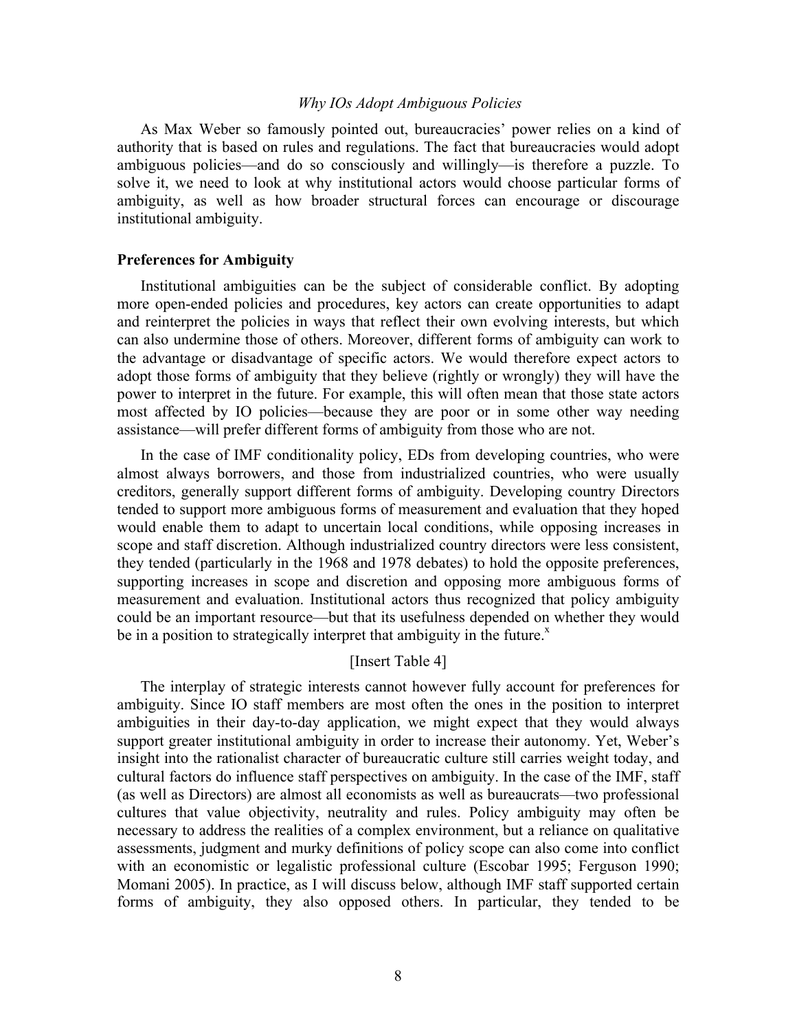*Why IOs Adopt Ambiguous Policies*

As Max Weber so famously pointed out, bureaucracies' power relies on a kind of authority that is based on rules and regulations. The fact that bureaucracies would adopt ambiguous policies—and do so consciously and willingly—is therefore a puzzle. To solve it, we need to look at why institutional actors would choose particular forms of ambiguity, as well as how broader structural forces can encourage or discourage institutional ambiguity.

**Preferences for Ambiguity**

Institutional ambiguities can be the subject of considerable conflict. By adopting more open-ended policies and procedures, key actors can create opportunities to adapt and reinterpret the policies in ways that reflect their own evolving interests, but which can also undermine those of others. Moreover, different forms of ambiguity can work to the advantage or disadvantage of specific actors. We would therefore expect actors to adopt those forms of ambiguity that they believe (rightly or wrongly) they will have the power to interpret in the future. For example, this will often mean that those state actors most affected by IO policies—because they are poor or in some other way needing assistance—will prefer different forms of ambiguity from those who are not.

In the case of IMF conditionality policy, EDs from developing countries, who were almost always borrowers, and those from industrialized countries, who were usually creditors, generally support different forms of ambiguity. Developing country Directors tended to support more ambiguous forms of measurement and evaluation that they hoped would enable them to adapt to uncertain local conditions, while opposing increases in scope and staff discretion. Although industrialized country directors were less consistent, they tended (particularly in the 1968 and 1978 debates) to hold the opposite preferences, supporting increases in scope and discretion and opposing more ambiguous forms of measurement and evaluation. Institutional actors thus recognized that policy ambiguity could be an important resource—but that its usefulness depended on whether they would be in a position to strategically interpret that ambiguity in the future.[x]

[Insert Table 4]

The interplay of strategic interests cannot however fully account for preferences for ambiguity. Since IO staff members are most often the ones in the position to interpret ambiguities in their day-to-day application, we might expect that they would always support greater institutional ambiguity in order to increase their autonomy. Yet, Weber's insight into the rationalist character of bureaucratic culture still carries weight today, and cultural factors do influence staff perspectives on ambiguity. In the case of the IMF, staff (as well as Directors) are almost all economists as well as bureaucrats—two professional cultures that value objectivity, neutrality and rules. Policy ambiguity may often be necessary to address the realities of a complex environment, but a reliance on qualitative assessments, judgment and murky definitions of policy scope can also come into conflict with an economistic or legalistic professional culture (Escobar 1995; Ferguson 1990; Momani 2005). In practice, as I will discuss below, although IMF staff supported certain forms of ambiguity, they also opposed others. In particular, they tended to be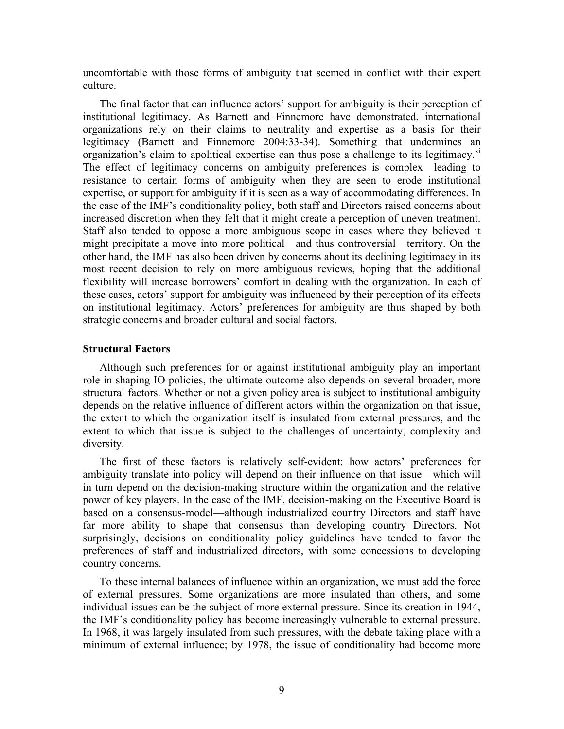uncomfortable with those forms of ambiguity that seemed in conflict with their expert culture.

The final factor that can influence actors' support for ambiguity is their perception of institutional legitimacy. As Barnett and Finnemore have demonstrated, international organizations rely on their claims to neutrality and expertise as a basis for their legitimacy (Barnett and Finnemore 2004:33-34). Something that undermines an organization's claim to apolitical expertise can thus pose a challenge to its legitimacy.[xi] The effect of legitimacy concerns on ambiguity preferences is complex—leading to resistance to certain forms of ambiguity when they are seen to erode institutional expertise, or support for ambiguity if it is seen as a way of accommodating differences. In the case of the IMF's conditionality policy, both staff and Directors raised concerns about increased discretion when they felt that it might create a perception of uneven treatment. Staff also tended to oppose a more ambiguous scope in cases where they believed it might precipitate a move into more political—and thus controversial—territory. On the other hand, the IMF has also been driven by concerns about its declining legitimacy in its most recent decision to rely on more ambiguous reviews, hoping that the additional flexibility will increase borrowers' comfort in dealing with the organization. In each of these cases, actors' support for ambiguity was influenced by their perception of its effects on institutional legitimacy. Actors' preferences for ambiguity are thus shaped by both strategic concerns and broader cultural and social factors.

**Structural Factors**

Although such preferences for or against institutional ambiguity play an important role in shaping IO policies, the ultimate outcome also depends on several broader, more structural factors. Whether or not a given policy area is subject to institutional ambiguity depends on the relative influence of different actors within the organization on that issue, the extent to which the organization itself is insulated from external pressures, and the extent to which that issue is subject to the challenges of uncertainty, complexity and diversity.

The first of these factors is relatively self-evident: how actors' preferences for ambiguity translate into policy will depend on their influence on that issue—which will in turn depend on the decision-making structure within the organization and the relative power of key players. In the case of the IMF, decision-making on the Executive Board is based on a consensus-model—although industrialized country Directors and staff have far more ability to shape that consensus than developing country Directors. Not surprisingly, decisions on conditionality policy guidelines have tended to favor the preferences of staff and industrialized directors, with some concessions to developing country concerns.

To these internal balances of influence within an organization, we must add the force of external pressures. Some organizations are more insulated than others, and some individual issues can be the subject of more external pressure. Since its creation in 1944, the IMF's conditionality policy has become increasingly vulnerable to external pressure. In 1968, it was largely insulated from such pressures, with the debate taking place with a minimum of external influence; by 1978, the issue of conditionality had become more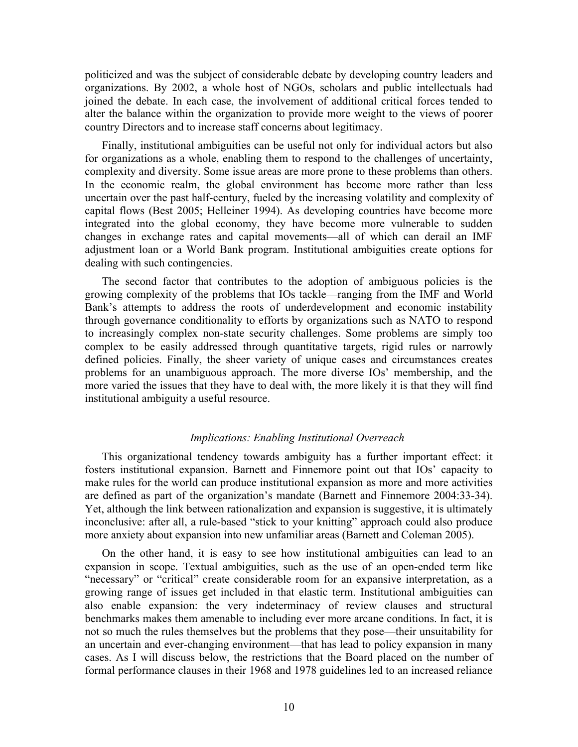politicized and was the subject of considerable debate by developing country leaders and organizations. By 2002, a whole host of NGOs, scholars and public intellectuals had joined the debate. In each case, the involvement of additional critical forces tended to alter the balance within the organization to provide more weight to the views of poorer country Directors and to increase staff concerns about legitimacy.

Finally, institutional ambiguities can be useful not only for individual actors but also for organizations as a whole, enabling them to respond to the challenges of uncertainty, complexity and diversity. Some issue areas are more prone to these problems than others. In the economic realm, the global environment has become more rather than less uncertain over the past half-century, fueled by the increasing volatility and complexity of capital flows (Best 2005; Helleiner 1994). As developing countries have become more integrated into the global economy, they have become more vulnerable to sudden changes in exchange rates and capital movements—all of which can derail an IMF adjustment loan or a World Bank program. Institutional ambiguities create options for dealing with such contingencies.

The second factor that contributes to the adoption of ambiguous policies is the growing complexity of the problems that IOs tackle—ranging from the IMF and World Bank's attempts to address the roots of underdevelopment and economic instability through governance conditionality to efforts by organizations such as NATO to respond to increasingly complex non-state security challenges. Some problems are simply too complex to be easily addressed through quantitative targets, rigid rules or narrowly defined policies. Finally, the sheer variety of unique cases and circumstances creates problems for an unambiguous approach. The more diverse IOs' membership, and the more varied the issues that they have to deal with, the more likely it is that they will find institutional ambiguity a useful resource.

### *Implications: Enabling Institutional Overreach*

This organizational tendency towards ambiguity has a further important effect: it fosters institutional expansion. Barnett and Finnemore point out that IOs' capacity to make rules for the world can produce institutional expansion as more and more activities are defined as part of the organization's mandate (Barnett and Finnemore 2004:33-34). Yet, although the link between rationalization and expansion is suggestive, it is ultimately inconclusive: after all, a rule-based "stick to your knitting" approach could also produce more anxiety about expansion into new unfamiliar areas (Barnett and Coleman 2005).

On the other hand, it is easy to see how institutional ambiguities can lead to an expansion in scope. Textual ambiguities, such as the use of an open-ended term like "necessary" or "critical" create considerable room for an expansive interpretation, as a growing range of issues get included in that elastic term. Institutional ambiguities can also enable expansion: the very indeterminacy of review clauses and structural benchmarks makes them amenable to including ever more arcane conditions. In fact, it is not so much the rules themselves but the problems that they pose—their unsuitability for an uncertain and ever-changing environment—that has lead to policy expansion in many cases. As I will discuss below, the restrictions that the Board placed on the number of formal performance clauses in their 1968 and 1978 guidelines led to an increased reliance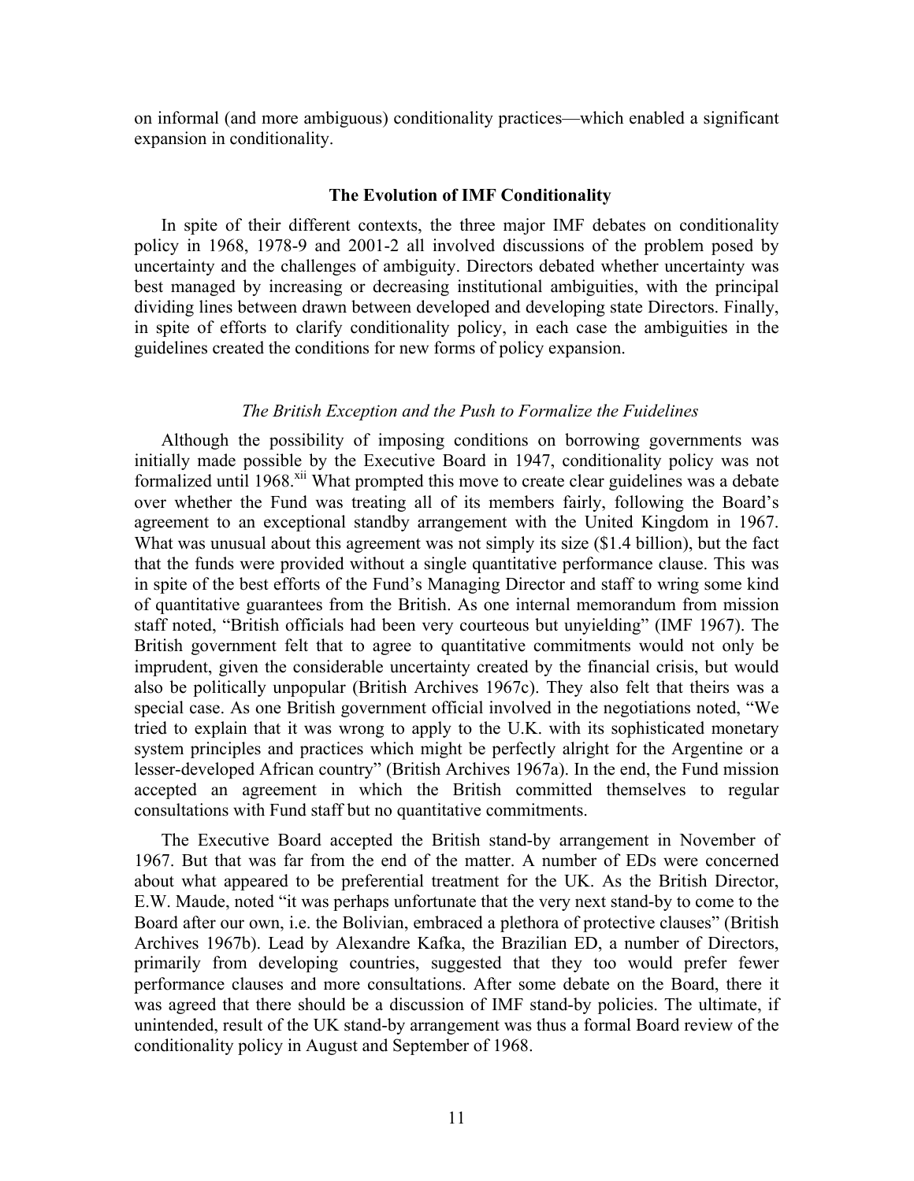on informal (and more ambiguous) conditionality practices—which enabled a significant expansion in conditionality.

## The Evolution of IMF Conditionality

In spite of their different contexts, the three major IMF debates on conditionality policy in 1968, 1978-9 and 2001-2 all involved discussions of the problem posed by uncertainty and the challenges of ambiguity. Directors debated whether uncertainty was best managed by increasing or decreasing institutional ambiguities, with the principal dividing lines between drawn between developed and developing state Directors. Finally, in spite of efforts to clarify conditionality policy, in each case the ambiguities in the guidelines created the conditions for new forms of policy expansion.

### *The British Exception and the Push to Formalize the Fuidelines*

Although the possibility of imposing conditions on borrowing governments was initially made possible by the Executive Board in 1947, conditionality policy was not formalized until 1968.[xii] What prompted this move to create clear guidelines was a debate over whether the Fund was treating all of its members fairly, following the Board's agreement to an exceptional standby arrangement with the United Kingdom in 1967. What was unusual about this agreement was not simply its size ($1.4 billion), but the fact that the funds were provided without a single quantitative performance clause. This was in spite of the best efforts of the Fund's Managing Director and staff to wring some kind of quantitative guarantees from the British. As one internal memorandum from mission staff noted, "British officials had been very courteous but unyielding" (IMF 1967). The British government felt that to agree to quantitative commitments would not only be imprudent, given the considerable uncertainty created by the financial crisis, but would also be politically unpopular (British Archives 1967c). They also felt that theirs was a special case. As one British government official involved in the negotiations noted, "We tried to explain that it was wrong to apply to the U.K. with its sophisticated monetary system principles and practices which might be perfectly alright for the Argentine or a lesser-developed African country" (British Archives 1967a). In the end, the Fund mission accepted an agreement in which the British committed themselves to regular consultations with Fund staff but no quantitative commitments.

The Executive Board accepted the British stand-by arrangement in November of 1967. But that was far from the end of the matter. A number of EDs were concerned about what appeared to be preferential treatment for the UK. As the British Director, E.W. Maude, noted "it was perhaps unfortunate that the very next stand-by to come to the Board after our own, i.e. the Bolivian, embraced a plethora of protective clauses" (British Archives 1967b). Lead by Alexandre Kafka, the Brazilian ED, a number of Directors, primarily from developing countries, suggested that they too would prefer fewer performance clauses and more consultations. After some debate on the Board, there it was agreed that there should be a discussion of IMF stand-by policies. The ultimate, if unintended, result of the UK stand-by arrangement was thus a formal Board review of the conditionality policy in August and September of 1968.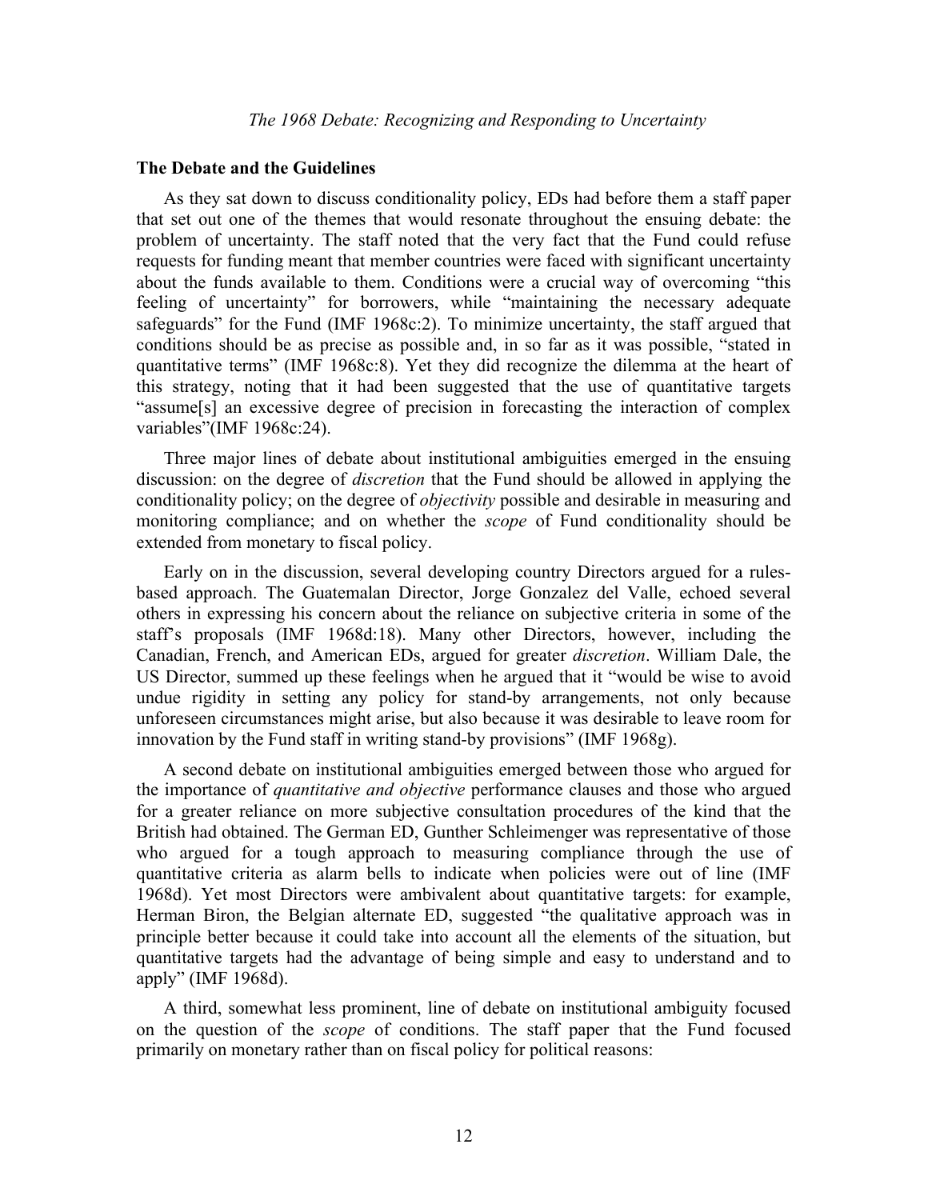## The Debate and the Guidelines

As they sat down to discuss conditionality policy, EDs had before them a staff paper that set out one of the themes that would resonate throughout the ensuing debate: the problem of uncertainty. The staff noted that the very fact that the Fund could refuse requests for funding meant that member countries were faced with significant uncertainty about the funds available to them. Conditions were a crucial way of overcoming "this feeling of uncertainty" for borrowers, while "maintaining the necessary adequate safeguards" for the Fund (IMF 1968c:2). To minimize uncertainty, the staff argued that conditions should be as precise as possible and, in so far as it was possible, "stated in quantitative terms" (IMF 1968c:8). Yet they did recognize the dilemma at the heart of this strategy, noting that it had been suggested that the use of quantitative targets "assume[s] an excessive degree of precision in forecasting the interaction of complex variables"(IMF 1968c:24).

Three major lines of debate about institutional ambiguities emerged in the ensuing discussion: on the degree of *discretion* that the Fund should be allowed in applying the conditionality policy; on the degree of *objectivity* possible and desirable in measuring and monitoring compliance; and on whether the *scope* of Fund conditionality should be extended from monetary to fiscal policy.

Early on in the discussion, several developing country Directors argued for a rules-based approach. The Guatemalan Director, Jorge Gonzalez del Valle, echoed several others in expressing his concern about the reliance on subjective criteria in some of the staff's proposals (IMF 1968d:18). Many other Directors, however, including the Canadian, French, and American EDs, argued for greater *discretion*. William Dale, the US Director, summed up these feelings when he argued that it "would be wise to avoid undue rigidity in setting any policy for stand-by arrangements, not only because unforeseen circumstances might arise, but also because it was desirable to leave room for innovation by the Fund staff in writing stand-by provisions" (IMF 1968g).

A second debate on institutional ambiguities emerged between those who argued for the importance of *quantitative and objective* performance clauses and those who argued for a greater reliance on more subjective consultation procedures of the kind that the British had obtained. The German ED, Gunther Schleimenger was representative of those who argued for a tough approach to measuring compliance through the use of quantitative criteria as alarm bells to indicate when policies were out of line (IMF 1968d). Yet most Directors were ambivalent about quantitative targets: for example, Herman Biron, the Belgian alternate ED, suggested "the qualitative approach was in principle better because it could take into account all the elements of the situation, but quantitative targets had the advantage of being simple and easy to understand and to apply" (IMF 1968d).

A third, somewhat less prominent, line of debate on institutional ambiguity focused on the question of the *scope* of conditions. The staff paper that the Fund focused primarily on monetary rather than on fiscal policy for political reasons: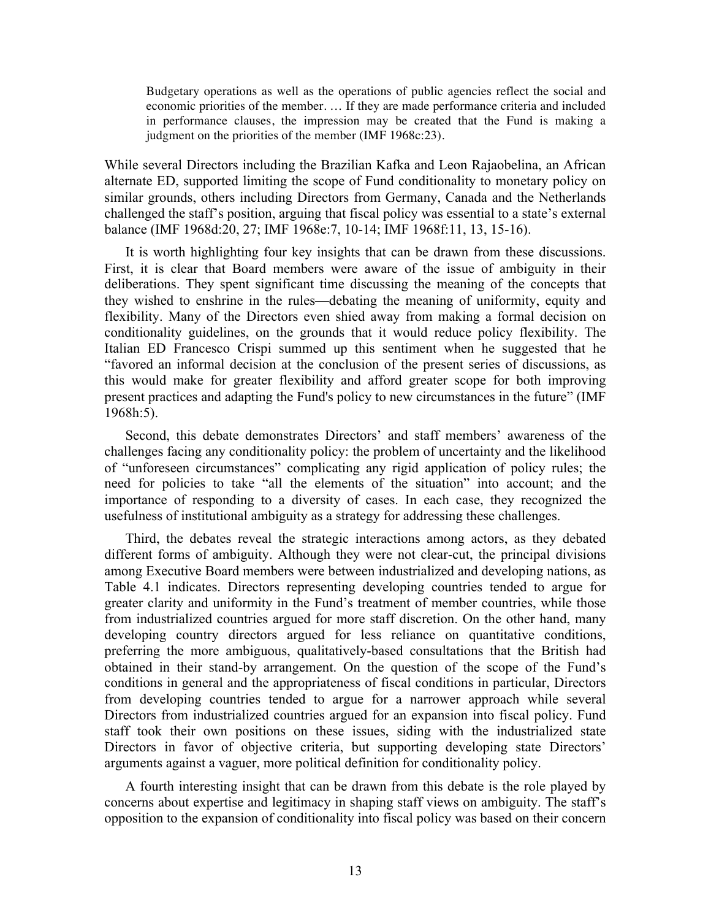> Budgetary operations as well as the operations of public agencies reflect the social and economic priorities of the member. … If they are made performance criteria and included in performance clauses, the impression may be created that the Fund is making a judgment on the priorities of the member (IMF 1968c:23).

While several Directors including the Brazilian Kafka and Leon Rajaobelina, an African alternate ED, supported limiting the scope of Fund conditionality to monetary policy on similar grounds, others including Directors from Germany, Canada and the Netherlands challenged the staff's position, arguing that fiscal policy was essential to a state's external balance (IMF 1968d:20, 27; IMF 1968e:7, 10-14; IMF 1968f:11, 13, 15-16).

It is worth highlighting four key insights that can be drawn from these discussions. First, it is clear that Board members were aware of the issue of ambiguity in their deliberations. They spent significant time discussing the meaning of the concepts that they wished to enshrine in the rules—debating the meaning of uniformity, equity and flexibility. Many of the Directors even shied away from making a formal decision on conditionality guidelines, on the grounds that it would reduce policy flexibility. The Italian ED Francesco Crispi summed up this sentiment when he suggested that he "favored an informal decision at the conclusion of the present series of discussions, as this would make for greater flexibility and afford greater scope for both improving present practices and adapting the Fund's policy to new circumstances in the future" (IMF 1968h:5).

Second, this debate demonstrates Directors' and staff members' awareness of the challenges facing any conditionality policy: the problem of uncertainty and the likelihood of "unforeseen circumstances" complicating any rigid application of policy rules; the need for policies to take "all the elements of the situation" into account; and the importance of responding to a diversity of cases. In each case, they recognized the usefulness of institutional ambiguity as a strategy for addressing these challenges.

Third, the debates reveal the strategic interactions among actors, as they debated different forms of ambiguity. Although they were not clear-cut, the principal divisions among Executive Board members were between industrialized and developing nations, as Table 4.1 indicates. Directors representing developing countries tended to argue for greater clarity and uniformity in the Fund's treatment of member countries, while those from industrialized countries argued for more staff discretion. On the other hand, many developing country directors argued for less reliance on quantitative conditions, preferring the more ambiguous, qualitatively-based consultations that the British had obtained in their stand-by arrangement. On the question of the scope of the Fund's conditions in general and the appropriateness of fiscal conditions in particular, Directors from developing countries tended to argue for a narrower approach while several Directors from industrialized countries argued for an expansion into fiscal policy. Fund staff took their own positions on these issues, siding with the industrialized state Directors in favor of objective criteria, but supporting developing state Directors' arguments against a vaguer, more political definition for conditionality policy.

A fourth interesting insight that can be drawn from this debate is the role played by concerns about expertise and legitimacy in shaping staff views on ambiguity. The staff's opposition to the expansion of conditionality into fiscal policy was based on their concern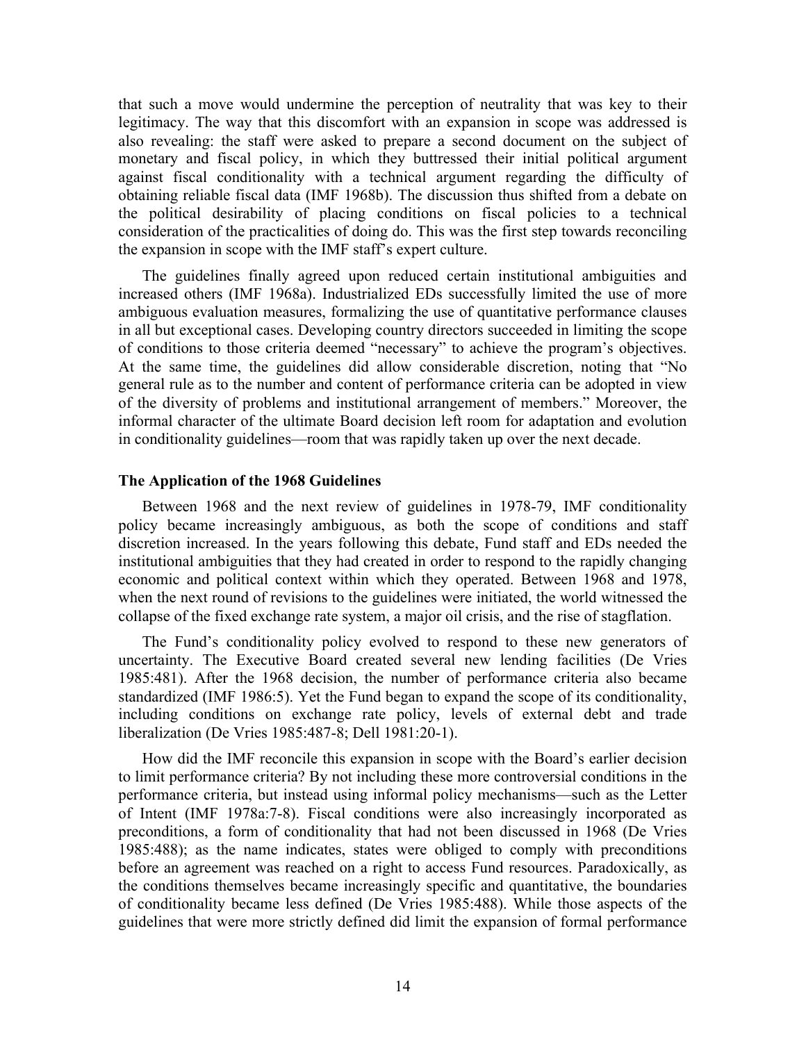that such a move would undermine the perception of neutrality that was key to their legitimacy. The way that this discomfort with an expansion in scope was addressed is also revealing: the staff were asked to prepare a second document on the subject of monetary and fiscal policy, in which they buttressed their initial political argument against fiscal conditionality with a technical argument regarding the difficulty of obtaining reliable fiscal data (IMF 1968b). The discussion thus shifted from a debate on the political desirability of placing conditions on fiscal policies to a technical consideration of the practicalities of doing do. This was the first step towards reconciling the expansion in scope with the IMF staff's expert culture.

The guidelines finally agreed upon reduced certain institutional ambiguities and increased others (IMF 1968a). Industrialized EDs successfully limited the use of more ambiguous evaluation measures, formalizing the use of quantitative performance clauses in all but exceptional cases. Developing country directors succeeded in limiting the scope of conditions to those criteria deemed "necessary" to achieve the program's objectives. At the same time, the guidelines did allow considerable discretion, noting that "No general rule as to the number and content of performance criteria can be adopted in view of the diversity of problems and institutional arrangement of members." Moreover, the informal character of the ultimate Board decision left room for adaptation and evolution in conditionality guidelines—room that was rapidly taken up over the next decade.

### The Application of the 1968 Guidelines

Between 1968 and the next review of guidelines in 1978-79, IMF conditionality policy became increasingly ambiguous, as both the scope of conditions and staff discretion increased. In the years following this debate, Fund staff and EDs needed the institutional ambiguities that they had created in order to respond to the rapidly changing economic and political context within which they operated. Between 1968 and 1978, when the next round of revisions to the guidelines were initiated, the world witnessed the collapse of the fixed exchange rate system, a major oil crisis, and the rise of stagflation.

The Fund's conditionality policy evolved to respond to these new generators of uncertainty. The Executive Board created several new lending facilities (De Vries 1985:481). After the 1968 decision, the number of performance criteria also became standardized (IMF 1986:5). Yet the Fund began to expand the scope of its conditionality, including conditions on exchange rate policy, levels of external debt and trade liberalization (De Vries 1985:487-8; Dell 1981:20-1).

How did the IMF reconcile this expansion in scope with the Board's earlier decision to limit performance criteria? By not including these more controversial conditions in the performance criteria, but instead using informal policy mechanisms—such as the Letter of Intent (IMF 1978a:7-8). Fiscal conditions were also increasingly incorporated as preconditions, a form of conditionality that had not been discussed in 1968 (De Vries 1985:488); as the name indicates, states were obliged to comply with preconditions before an agreement was reached on a right to access Fund resources. Paradoxically, as the conditions themselves became increasingly specific and quantitative, the boundaries of conditionality became less defined (De Vries 1985:488). While those aspects of the guidelines that were more strictly defined did limit the expansion of formal performance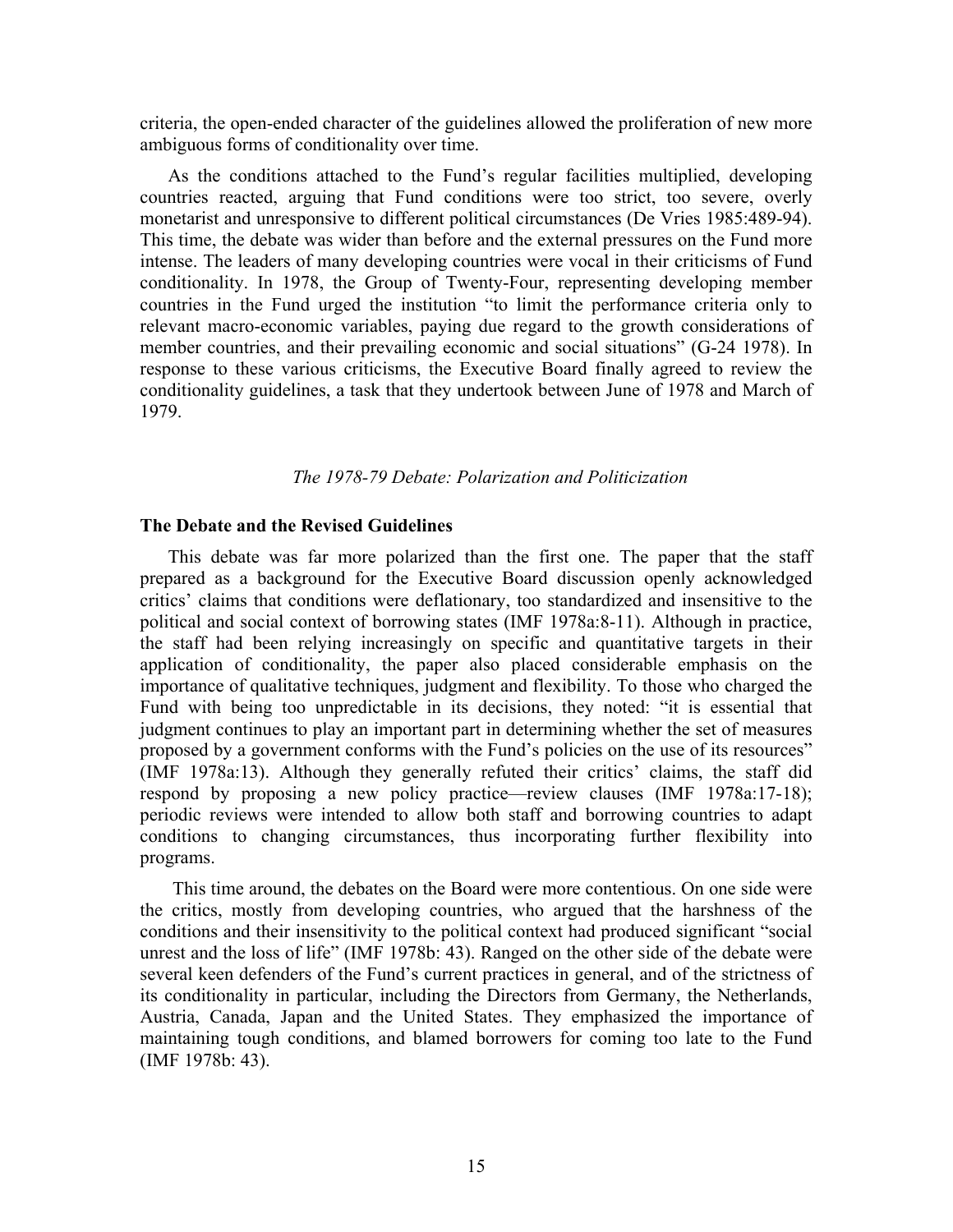criteria, the open-ended character of the guidelines allowed the proliferation of new more ambiguous forms of conditionality over time.

As the conditions attached to the Fund's regular facilities multiplied, developing countries reacted, arguing that Fund conditions were too strict, too severe, overly monetarist and unresponsive to different political circumstances (De Vries 1985:489-94). This time, the debate was wider than before and the external pressures on the Fund more intense. The leaders of many developing countries were vocal in their criticisms of Fund conditionality. In 1978, the Group of Twenty-Four, representing developing member countries in the Fund urged the institution "to limit the performance criteria only to relevant macro-economic variables, paying due regard to the growth considerations of member countries, and their prevailing economic and social situations" (G-24 1978). In response to these various criticisms, the Executive Board finally agreed to review the conditionality guidelines, a task that they undertook between June of 1978 and March of 1979.

## *The 1978-79 Debate: Polarization and Politicization*

### The Debate and the Revised Guidelines

This debate was far more polarized than the first one. The paper that the staff prepared as a background for the Executive Board discussion openly acknowledged critics' claims that conditions were deflationary, too standardized and insensitive to the political and social context of borrowing states (IMF 1978a:8-11). Although in practice, the staff had been relying increasingly on specific and quantitative targets in their application of conditionality, the paper also placed considerable emphasis on the importance of qualitative techniques, judgment and flexibility. To those who charged the Fund with being too unpredictable in its decisions, they noted: "it is essential that judgment continues to play an important part in determining whether the set of measures proposed by a government conforms with the Fund's policies on the use of its resources" (IMF 1978a:13). Although they generally refuted their critics' claims, the staff did respond by proposing a new policy practice—review clauses (IMF 1978a:17-18); periodic reviews were intended to allow both staff and borrowing countries to adapt conditions to changing circumstances, thus incorporating further flexibility into programs.

This time around, the debates on the Board were more contentious. On one side were the critics, mostly from developing countries, who argued that the harshness of the conditions and their insensitivity to the political context had produced significant "social unrest and the loss of life" (IMF 1978b: 43). Ranged on the other side of the debate were several keen defenders of the Fund's current practices in general, and of the strictness of its conditionality in particular, including the Directors from Germany, the Netherlands, Austria, Canada, Japan and the United States. They emphasized the importance of maintaining tough conditions, and blamed borrowers for coming too late to the Fund (IMF 1978b: 43).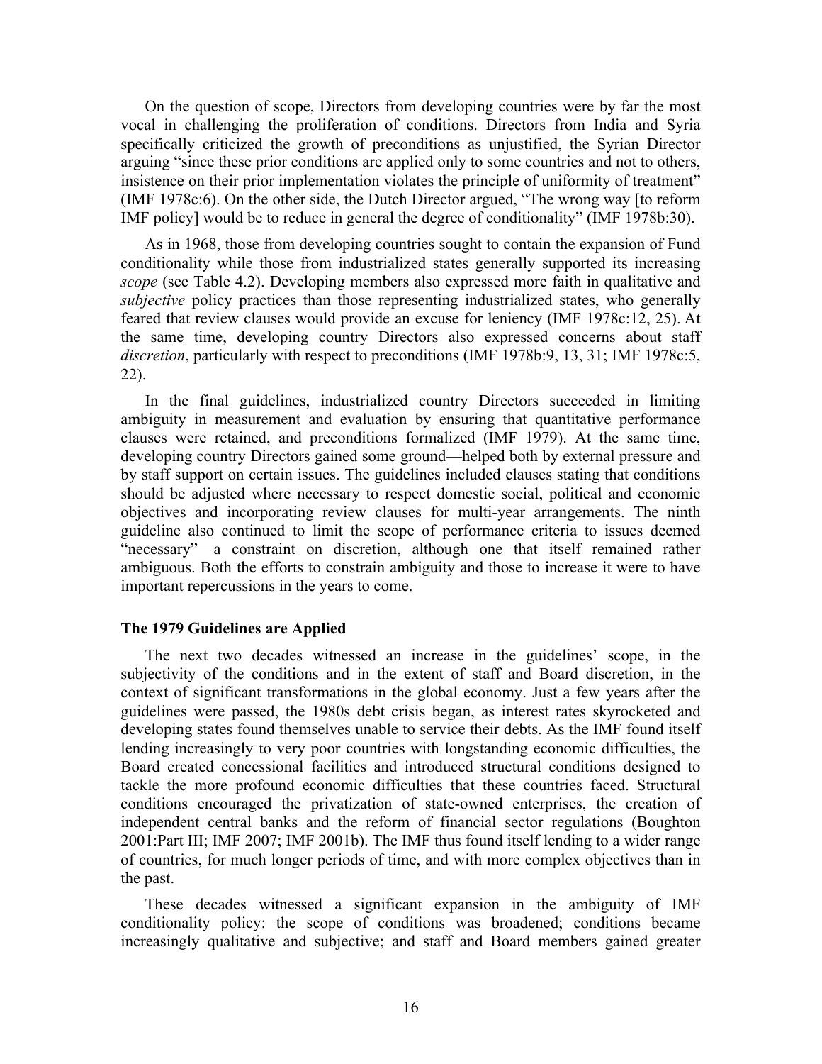On the question of scope, Directors from developing countries were by far the most vocal in challenging the proliferation of conditions. Directors from India and Syria specifically criticized the growth of preconditions as unjustified, the Syrian Director arguing "since these prior conditions are applied only to some countries and not to others, insistence on their prior implementation violates the principle of uniformity of treatment" (IMF 1978c:6). On the other side, the Dutch Director argued, "The wrong way [to reform IMF policy] would be to reduce in general the degree of conditionality" (IMF 1978b:30).

As in 1968, those from developing countries sought to contain the expansion of Fund conditionality while those from industrialized states generally supported its increasing *scope* (see Table 4.2). Developing members also expressed more faith in qualitative and *subjective* policy practices than those representing industrialized states, who generally feared that review clauses would provide an excuse for leniency (IMF 1978c:12, 25). At the same time, developing country Directors also expressed concerns about staff *discretion*, particularly with respect to preconditions (IMF 1978b:9, 13, 31; IMF 1978c:5, 22).

In the final guidelines, industrialized country Directors succeeded in limiting ambiguity in measurement and evaluation by ensuring that quantitative performance clauses were retained, and preconditions formalized (IMF 1979). At the same time, developing country Directors gained some ground—helped both by external pressure and by staff support on certain issues. The guidelines included clauses stating that conditions should be adjusted where necessary to respect domestic social, political and economic objectives and incorporating review clauses for multi-year arrangements. The ninth guideline also continued to limit the scope of performance criteria to issues deemed "necessary"—a constraint on discretion, although one that itself remained rather ambiguous. Both the efforts to constrain ambiguity and those to increase it were to have important repercussions in the years to come.

**The 1979 Guidelines are Applied**

The next two decades witnessed an increase in the guidelines' scope, in the subjectivity of the conditions and in the extent of staff and Board discretion, in the context of significant transformations in the global economy. Just a few years after the guidelines were passed, the 1980s debt crisis began, as interest rates skyrocketed and developing states found themselves unable to service their debts. As the IMF found itself lending increasingly to very poor countries with longstanding economic difficulties, the Board created concessional facilities and introduced structural conditions designed to tackle the more profound economic difficulties that these countries faced. Structural conditions encouraged the privatization of state-owned enterprises, the creation of independent central banks and the reform of financial sector regulations (Boughton 2001:Part III; IMF 2007; IMF 2001b). The IMF thus found itself lending to a wider range of countries, for much longer periods of time, and with more complex objectives than in the past.

These decades witnessed a significant expansion in the ambiguity of IMF conditionality policy: the scope of conditions was broadened; conditions became increasingly qualitative and subjective; and staff and Board members gained greater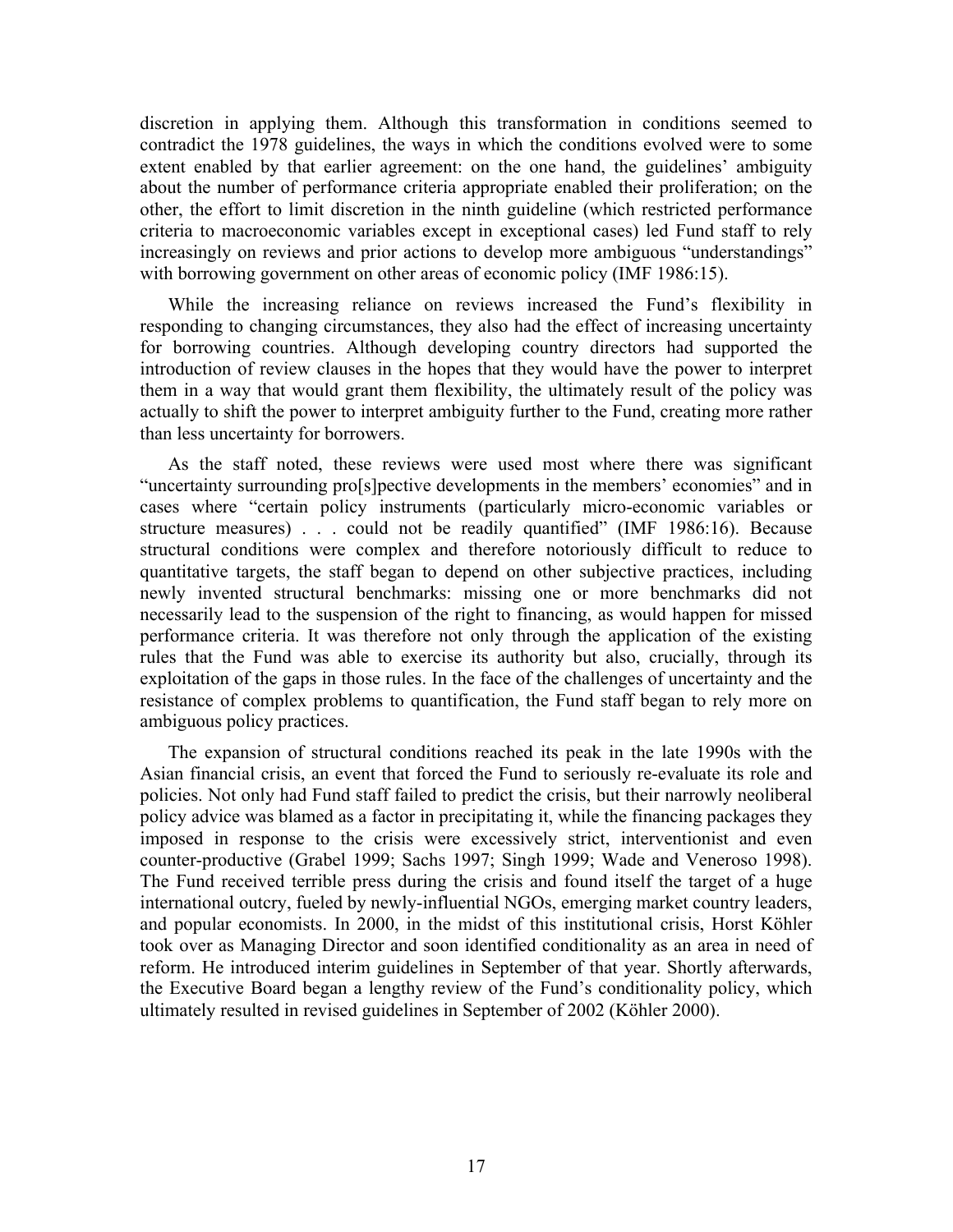discretion in applying them. Although this transformation in conditions seemed to contradict the 1978 guidelines, the ways in which the conditions evolved were to some extent enabled by that earlier agreement: on the one hand, the guidelines' ambiguity about the number of performance criteria appropriate enabled their proliferation; on the other, the effort to limit discretion in the ninth guideline (which restricted performance criteria to macroeconomic variables except in exceptional cases) led Fund staff to rely increasingly on reviews and prior actions to develop more ambiguous "understandings" with borrowing government on other areas of economic policy (IMF 1986:15).

While the increasing reliance on reviews increased the Fund's flexibility in responding to changing circumstances, they also had the effect of increasing uncertainty for borrowing countries. Although developing country directors had supported the introduction of review clauses in the hopes that they would have the power to interpret them in a way that would grant them flexibility, the ultimately result of the policy was actually to shift the power to interpret ambiguity further to the Fund, creating more rather than less uncertainty for borrowers.

As the staff noted, these reviews were used most where there was significant "uncertainty surrounding pro[s]pective developments in the members' economies" and in cases where "certain policy instruments (particularly micro-economic variables or structure measures) . . . could not be readily quantified" (IMF 1986:16). Because structural conditions were complex and therefore notoriously difficult to reduce to quantitative targets, the staff began to depend on other subjective practices, including newly invented structural benchmarks: missing one or more benchmarks did not necessarily lead to the suspension of the right to financing, as would happen for missed performance criteria. It was therefore not only through the application of the existing rules that the Fund was able to exercise its authority but also, crucially, through its exploitation of the gaps in those rules. In the face of the challenges of uncertainty and the resistance of complex problems to quantification, the Fund staff began to rely more on ambiguous policy practices.

The expansion of structural conditions reached its peak in the late 1990s with the Asian financial crisis, an event that forced the Fund to seriously re-evaluate its role and policies. Not only had Fund staff failed to predict the crisis, but their narrowly neoliberal policy advice was blamed as a factor in precipitating it, while the financing packages they imposed in response to the crisis were excessively strict, interventionist and even counter-productive (Grabel 1999; Sachs 1997; Singh 1999; Wade and Veneroso 1998). The Fund received terrible press during the crisis and found itself the target of a huge international outcry, fueled by newly-influential NGOs, emerging market country leaders, and popular economists. In 2000, in the midst of this institutional crisis, Horst Köhler took over as Managing Director and soon identified conditionality as an area in need of reform. He introduced interim guidelines in September of that year. Shortly afterwards, the Executive Board began a lengthy review of the Fund's conditionality policy, which ultimately resulted in revised guidelines in September of 2002 (Köhler 2000).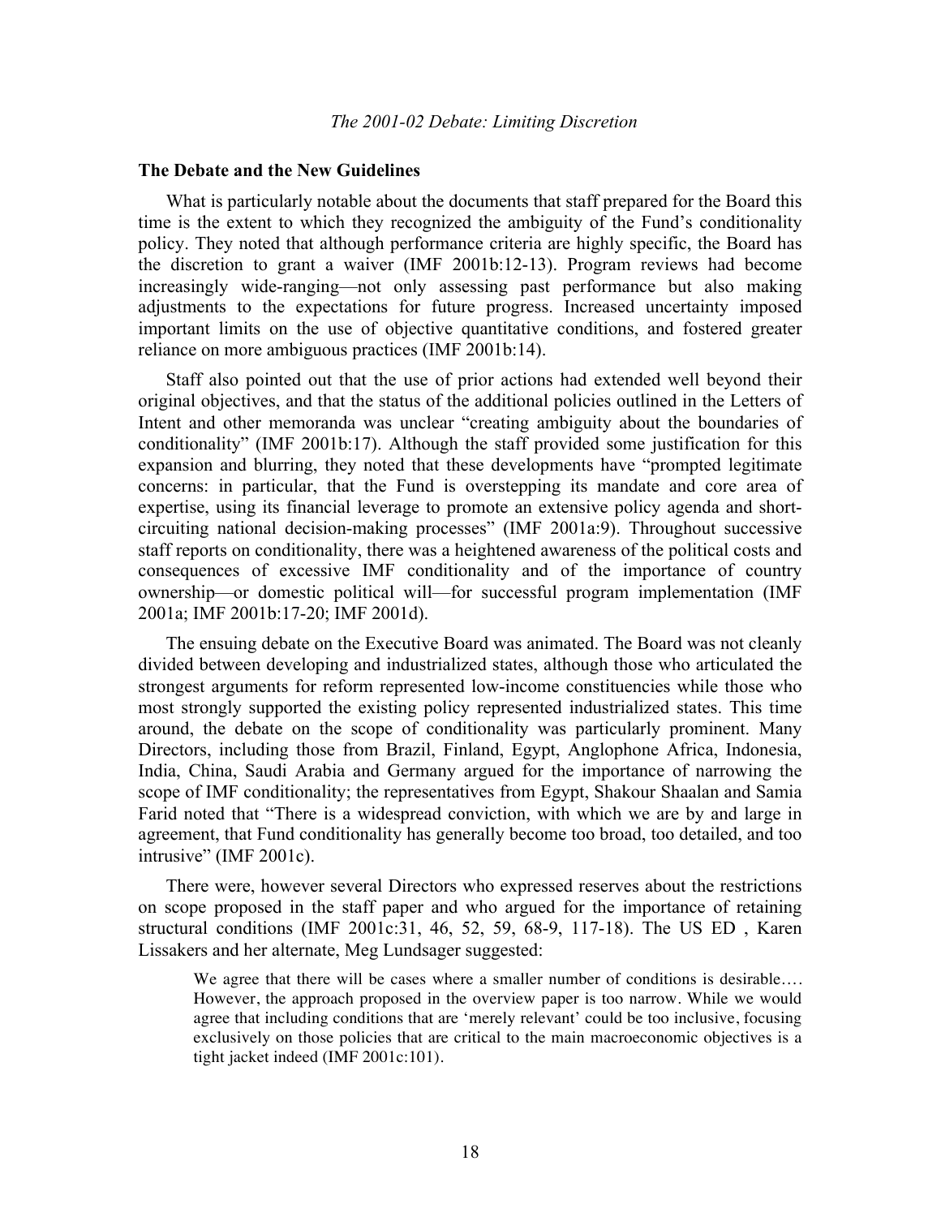## The Debate and the New Guidelines

What is particularly notable about the documents that staff prepared for the Board this time is the extent to which they recognized the ambiguity of the Fund's conditionality policy. They noted that although performance criteria are highly specific, the Board has the discretion to grant a waiver (IMF 2001b:12-13). Program reviews had become increasingly wide-ranging—not only assessing past performance but also making adjustments to the expectations for future progress. Increased uncertainty imposed important limits on the use of objective quantitative conditions, and fostered greater reliance on more ambiguous practices (IMF 2001b:14).

Staff also pointed out that the use of prior actions had extended well beyond their original objectives, and that the status of the additional policies outlined in the Letters of Intent and other memoranda was unclear "creating ambiguity about the boundaries of conditionality" (IMF 2001b:17). Although the staff provided some justification for this expansion and blurring, they noted that these developments have "prompted legitimate concerns: in particular, that the Fund is overstepping its mandate and core area of expertise, using its financial leverage to promote an extensive policy agenda and short-circuiting national decision-making processes" (IMF 2001a:9). Throughout successive staff reports on conditionality, there was a heightened awareness of the political costs and consequences of excessive IMF conditionality and of the importance of country ownership—or domestic political will—for successful program implementation (IMF 2001a; IMF 2001b:17-20; IMF 2001d).

The ensuing debate on the Executive Board was animated. The Board was not cleanly divided between developing and industrialized states, although those who articulated the strongest arguments for reform represented low-income constituencies while those who most strongly supported the existing policy represented industrialized states. This time around, the debate on the scope of conditionality was particularly prominent. Many Directors, including those from Brazil, Finland, Egypt, Anglophone Africa, Indonesia, India, China, Saudi Arabia and Germany argued for the importance of narrowing the scope of IMF conditionality; the representatives from Egypt, Shakour Shaalan and Samia Farid noted that "There is a widespread conviction, with which we are by and large in agreement, that Fund conditionality has generally become too broad, too detailed, and too intrusive" (IMF 2001c).

There were, however several Directors who expressed reserves about the restrictions on scope proposed in the staff paper and who argued for the importance of retaining structural conditions (IMF 2001c:31, 46, 52, 59, 68-9, 117-18). The US ED , Karen Lissakers and her alternate, Meg Lundsager suggested:

> We agree that there will be cases where a smaller number of conditions is desirable.... However, the approach proposed in the overview paper is too narrow. While we would agree that including conditions that are 'merely relevant' could be too inclusive, focusing exclusively on those policies that are critical to the main macroeconomic objectives is a tight jacket indeed (IMF 2001c:101).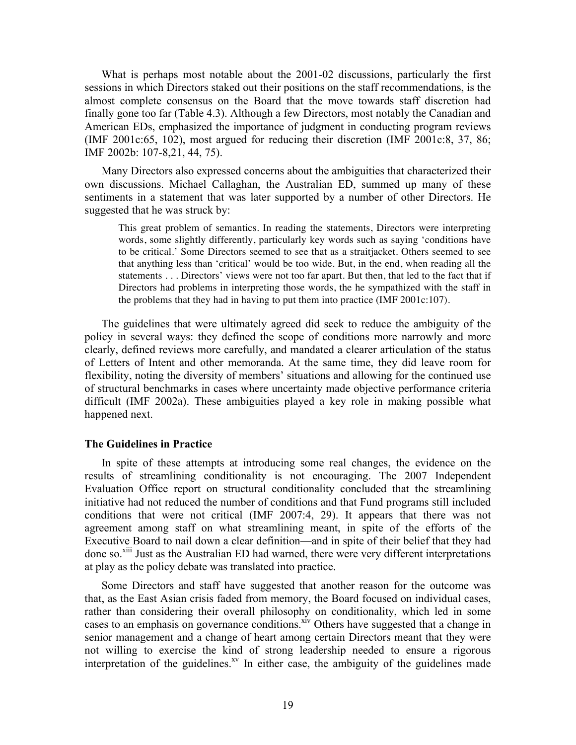What is perhaps most notable about the 2001-02 discussions, particularly the first sessions in which Directors staked out their positions on the staff recommendations, is the almost complete consensus on the Board that the move towards staff discretion had finally gone too far (Table 4.3). Although a few Directors, most notably the Canadian and American EDs, emphasized the importance of judgment in conducting program reviews (IMF 2001c:65, 102), most argued for reducing their discretion (IMF 2001c:8, 37, 86; IMF 2002b: 107-8,21, 44, 75).

Many Directors also expressed concerns about the ambiguities that characterized their own discussions. Michael Callaghan, the Australian ED, summed up many of these sentiments in a statement that was later supported by a number of other Directors. He suggested that he was struck by:

> This great problem of semantics. In reading the statements, Directors were interpreting words, some slightly differently, particularly key words such as saying 'conditions have to be critical.' Some Directors seemed to see that as a straitjacket. Others seemed to see that anything less than 'critical' would be too wide. But, in the end, when reading all the statements . . . Directors' views were not too far apart. But then, that led to the fact that if Directors had problems in interpreting those words, the he sympathized with the staff in the problems that they had in having to put them into practice (IMF 2001c:107).

The guidelines that were ultimately agreed did seek to reduce the ambiguity of the policy in several ways: they defined the scope of conditions more narrowly and more clearly, defined reviews more carefully, and mandated a clearer articulation of the status of Letters of Intent and other memoranda. At the same time, they did leave room for flexibility, noting the diversity of members' situations and allowing for the continued use of structural benchmarks in cases where uncertainty made objective performance criteria difficult (IMF 2002a). These ambiguities played a key role in making possible what happened next.

**The Guidelines in Practice**

In spite of these attempts at introducing some real changes, the evidence on the results of streamlining conditionality is not encouraging. The 2007 Independent Evaluation Office report on structural conditionality concluded that the streamlining initiative had not reduced the number of conditions and that Fund programs still included conditions that were not critical (IMF 2007:4, 29). It appears that there was not agreement among staff on what streamlining meant, in spite of the efforts of the Executive Board to nail down a clear definition—and in spite of their belief that they had done so.[xiii] Just as the Australian ED had warned, there were very different interpretations at play as the policy debate was translated into practice.

Some Directors and staff have suggested that another reason for the outcome was that, as the East Asian crisis faded from memory, the Board focused on individual cases, rather than considering their overall philosophy on conditionality, which led in some cases to an emphasis on governance conditions.[xiv] Others have suggested that a change in senior management and a change of heart among certain Directors meant that they were not willing to exercise the kind of strong leadership needed to ensure a rigorous interpretation of the guidelines.[xv] In either case, the ambiguity of the guidelines made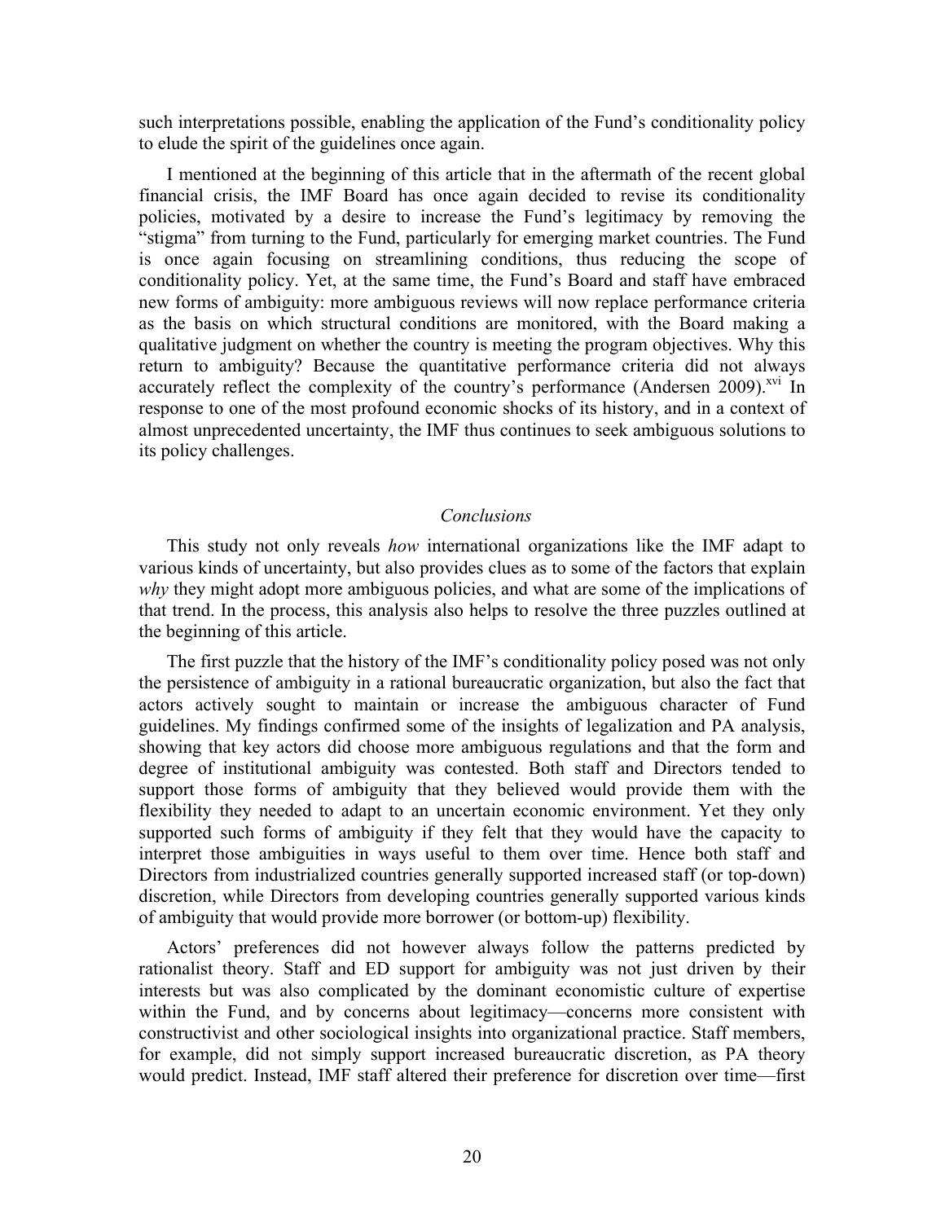such interpretations possible, enabling the application of the Fund's conditionality policy to elude the spirit of the guidelines once again.

I mentioned at the beginning of this article that in the aftermath of the recent global financial crisis, the IMF Board has once again decided to revise its conditionality policies, motivated by a desire to increase the Fund's legitimacy by removing the "stigma" from turning to the Fund, particularly for emerging market countries. The Fund is once again focusing on streamlining conditions, thus reducing the scope of conditionality policy. Yet, at the same time, the Fund's Board and staff have embraced new forms of ambiguity: more ambiguous reviews will now replace performance criteria as the basis on which structural conditions are monitored, with the Board making a qualitative judgment on whether the country is meeting the program objectives. Why this return to ambiguity? Because the quantitative performance criteria did not always accurately reflect the complexity of the country's performance (Andersen 2009).[xvi] In response to one of the most profound economic shocks of its history, and in a context of almost unprecedented uncertainty, the IMF thus continues to seek ambiguous solutions to its policy challenges.

## *Conclusions*

This study not only reveals *how* international organizations like the IMF adapt to various kinds of uncertainty, but also provides clues as to some of the factors that explain *why* they might adopt more ambiguous policies, and what are some of the implications of that trend. In the process, this analysis also helps to resolve the three puzzles outlined at the beginning of this article.

The first puzzle that the history of the IMF's conditionality policy posed was not only the persistence of ambiguity in a rational bureaucratic organization, but also the fact that actors actively sought to maintain or increase the ambiguous character of Fund guidelines. My findings confirmed some of the insights of legalization and PA analysis, showing that key actors did choose more ambiguous regulations and that the form and degree of institutional ambiguity was contested. Both staff and Directors tended to support those forms of ambiguity that they believed would provide them with the flexibility they needed to adapt to an uncertain economic environment. Yet they only supported such forms of ambiguity if they felt that they would have the capacity to interpret those ambiguities in ways useful to them over time. Hence both staff and Directors from industrialized countries generally supported increased staff (or top-down) discretion, while Directors from developing countries generally supported various kinds of ambiguity that would provide more borrower (or bottom-up) flexibility.

Actors' preferences did not however always follow the patterns predicted by rationalist theory. Staff and ED support for ambiguity was not just driven by their interests but was also complicated by the dominant economistic culture of expertise within the Fund, and by concerns about legitimacy—concerns more consistent with constructivist and other sociological insights into organizational practice. Staff members, for example, did not simply support increased bureaucratic discretion, as PA theory would predict. Instead, IMF staff altered their preference for discretion over time—first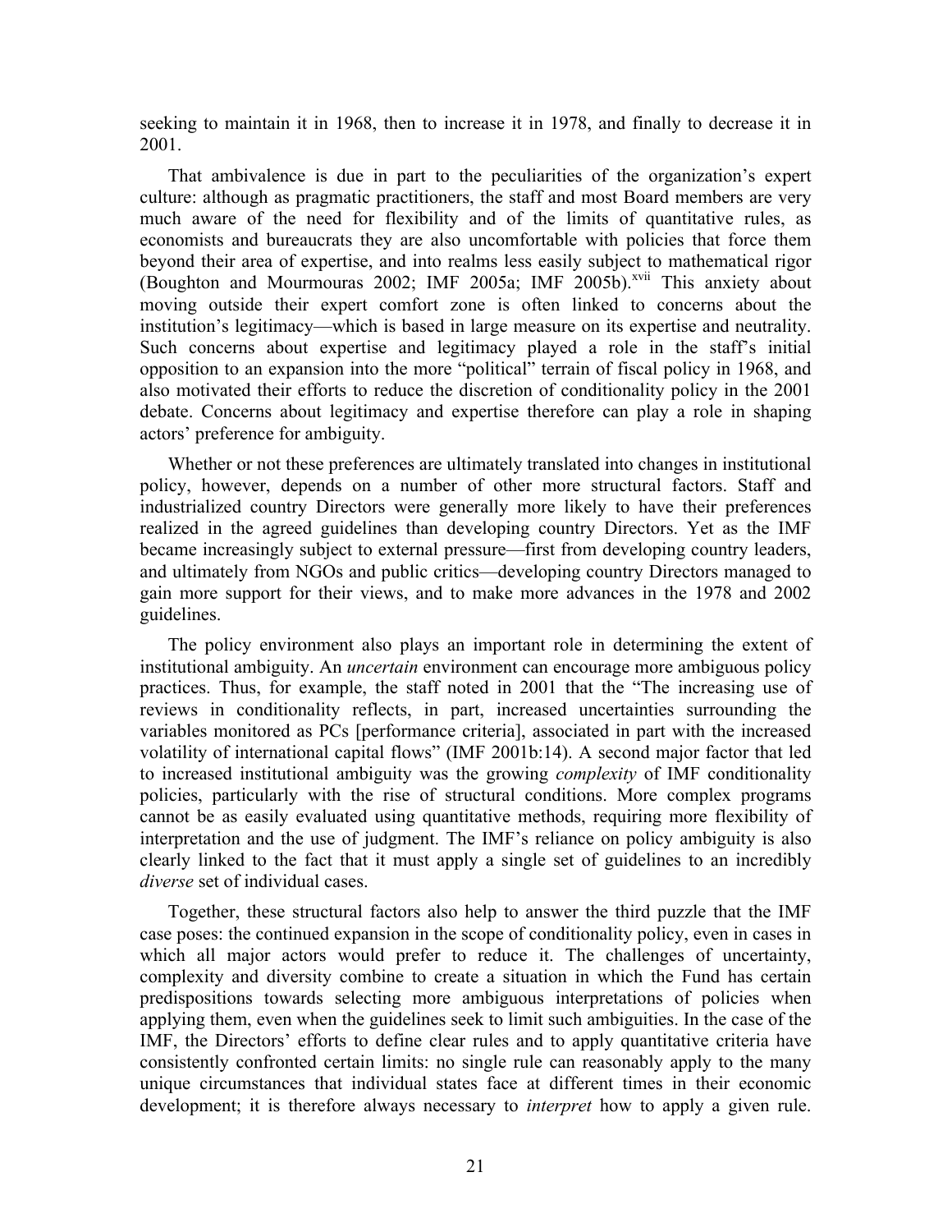seeking to maintain it in 1968, then to increase it in 1978, and finally to decrease it in 2001.

That ambivalence is due in part to the peculiarities of the organization's expert culture: although as pragmatic practitioners, the staff and most Board members are very much aware of the need for flexibility and of the limits of quantitative rules, as economists and bureaucrats they are also uncomfortable with policies that force them beyond their area of expertise, and into realms less easily subject to mathematical rigor (Boughton and Mourmouras 2002; IMF 2005a; IMF 2005b).[xvii] This anxiety about moving outside their expert comfort zone is often linked to concerns about the institution's legitimacy—which is based in large measure on its expertise and neutrality. Such concerns about expertise and legitimacy played a role in the staff's initial opposition to an expansion into the more "political" terrain of fiscal policy in 1968, and also motivated their efforts to reduce the discretion of conditionality policy in the 2001 debate. Concerns about legitimacy and expertise therefore can play a role in shaping actors' preference for ambiguity.

Whether or not these preferences are ultimately translated into changes in institutional policy, however, depends on a number of other more structural factors. Staff and industrialized country Directors were generally more likely to have their preferences realized in the agreed guidelines than developing country Directors. Yet as the IMF became increasingly subject to external pressure—first from developing country leaders, and ultimately from NGOs and public critics—developing country Directors managed to gain more support for their views, and to make more advances in the 1978 and 2002 guidelines.

The policy environment also plays an important role in determining the extent of institutional ambiguity. An *uncertain* environment can encourage more ambiguous policy practices. Thus, for example, the staff noted in 2001 that the "The increasing use of reviews in conditionality reflects, in part, increased uncertainties surrounding the variables monitored as PCs [performance criteria], associated in part with the increased volatility of international capital flows" (IMF 2001b:14). A second major factor that led to increased institutional ambiguity was the growing *complexity* of IMF conditionality policies, particularly with the rise of structural conditions. More complex programs cannot be as easily evaluated using quantitative methods, requiring more flexibility of interpretation and the use of judgment. The IMF's reliance on policy ambiguity is also clearly linked to the fact that it must apply a single set of guidelines to an incredibly *diverse* set of individual cases.

Together, these structural factors also help to answer the third puzzle that the IMF case poses: the continued expansion in the scope of conditionality policy, even in cases in which all major actors would prefer to reduce it. The challenges of uncertainty, complexity and diversity combine to create a situation in which the Fund has certain predispositions towards selecting more ambiguous interpretations of policies when applying them, even when the guidelines seek to limit such ambiguities. In the case of the IMF, the Directors' efforts to define clear rules and to apply quantitative criteria have consistently confronted certain limits: no single rule can reasonably apply to the many unique circumstances that individual states face at different times in their economic development; it is therefore always necessary to *interpret* how to apply a given rule.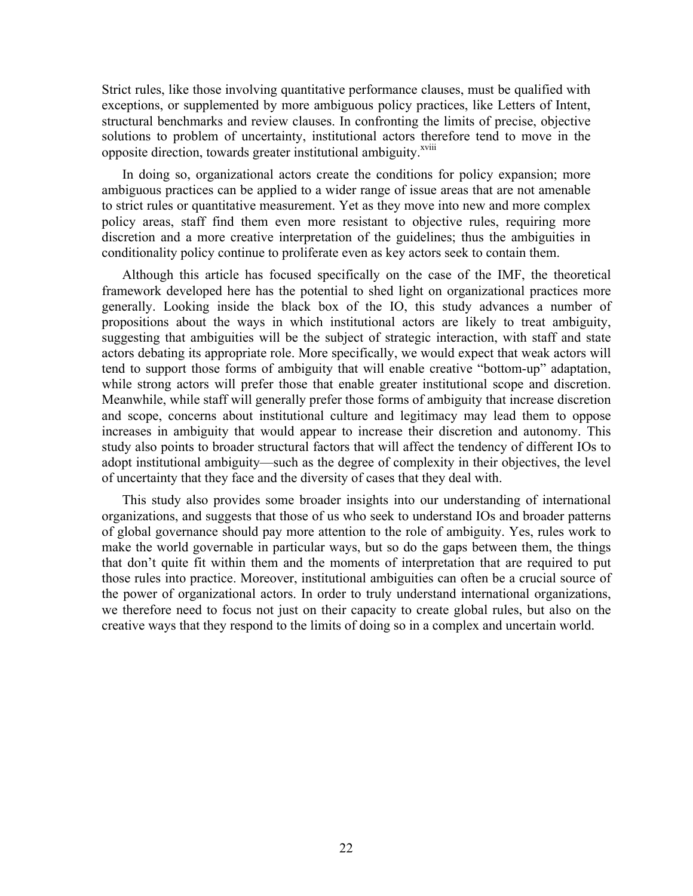Strict rules, like those involving quantitative performance clauses, must be qualified with exceptions, or supplemented by more ambiguous policy practices, like Letters of Intent, structural benchmarks and review clauses. In confronting the limits of precise, objective solutions to problem of uncertainty, institutional actors therefore tend to move in the opposite direction, towards greater institutional ambiguity.[xviii]

In doing so, organizational actors create the conditions for policy expansion; more ambiguous practices can be applied to a wider range of issue areas that are not amenable to strict rules or quantitative measurement. Yet as they move into new and more complex policy areas, staff find them even more resistant to objective rules, requiring more discretion and a more creative interpretation of the guidelines; thus the ambiguities in conditionality policy continue to proliferate even as key actors seek to contain them.

Although this article has focused specifically on the case of the IMF, the theoretical framework developed here has the potential to shed light on organizational practices more generally. Looking inside the black box of the IO, this study advances a number of propositions about the ways in which institutional actors are likely to treat ambiguity, suggesting that ambiguities will be the subject of strategic interaction, with staff and state actors debating its appropriate role. More specifically, we would expect that weak actors will tend to support those forms of ambiguity that will enable creative "bottom-up" adaptation, while strong actors will prefer those that enable greater institutional scope and discretion. Meanwhile, while staff will generally prefer those forms of ambiguity that increase discretion and scope, concerns about institutional culture and legitimacy may lead them to oppose increases in ambiguity that would appear to increase their discretion and autonomy. This study also points to broader structural factors that will affect the tendency of different IOs to adopt institutional ambiguity—such as the degree of complexity in their objectives, the level of uncertainty that they face and the diversity of cases that they deal with.

This study also provides some broader insights into our understanding of international organizations, and suggests that those of us who seek to understand IOs and broader patterns of global governance should pay more attention to the role of ambiguity. Yes, rules work to make the world governable in particular ways, but so do the gaps between them, the things that don't quite fit within them and the moments of interpretation that are required to put those rules into practice. Moreover, institutional ambiguities can often be a crucial source of the power of organizational actors. In order to truly understand international organizations, we therefore need to focus not just on their capacity to create global rules, but also on the creative ways that they respond to the limits of doing so in a complex and uncertain world.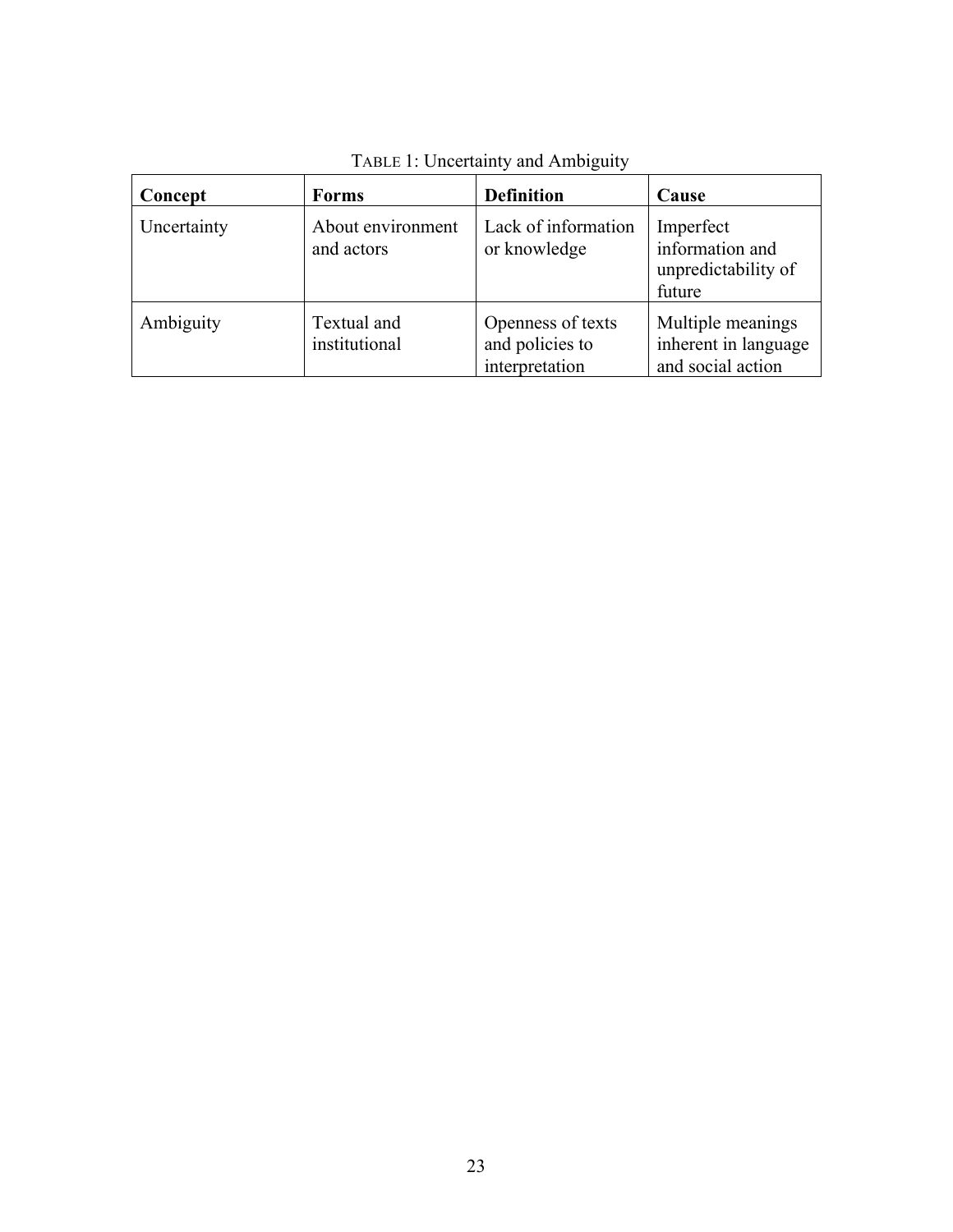TABLE 1: Uncertainty and Ambiguity

| **Concept** | **Forms** | **Definition** | **Cause** |
| --- | --- | --- | --- |
| Uncertainty | About environment and actors | Lack of information or knowledge | Imperfect information and unpredictability of future |
| Ambiguity | Textual and institutional | Openness of texts and policies to interpretation | Multiple meanings inherent in language and social action |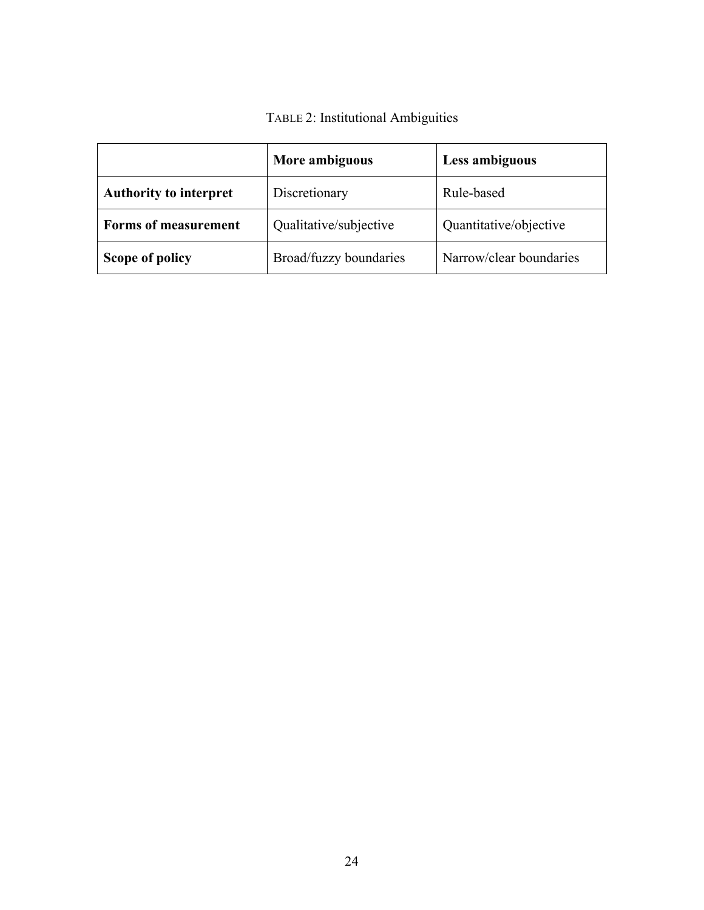TABLE 2: Institutional Ambiguities

| | **More ambiguous** | **Less ambiguous** |
|---|---|---|
| **Authority to interpret** | Discretionary | Rule-based |
| **Forms of measurement** | Qualitative/subjective | Quantitative/objective |
| **Scope of policy** | Broad/fuzzy boundaries | Narrow/clear boundaries |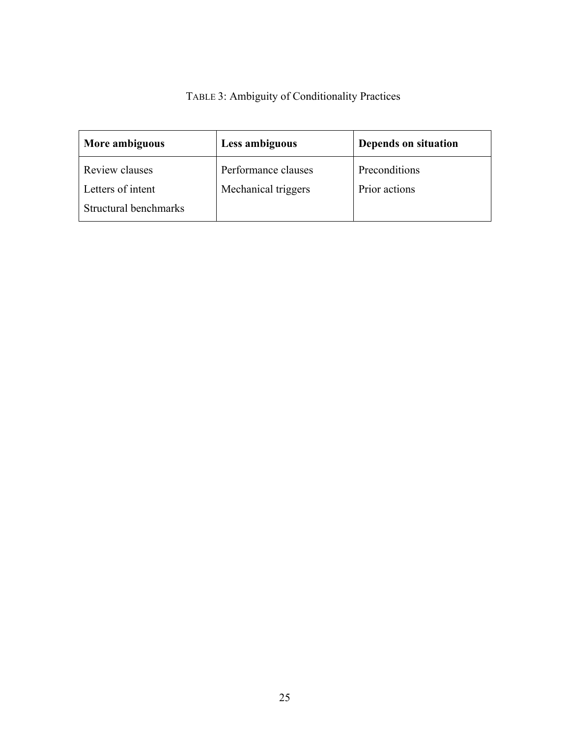TABLE 3: Ambiguity of Conditionality Practices

| More ambiguous | Less ambiguous | Depends on situation |
|---|---|---|
| Review clauses | Performance clauses | Preconditions |
| Letters of intent | Mechanical triggers | Prior actions |
| Structural benchmarks | | |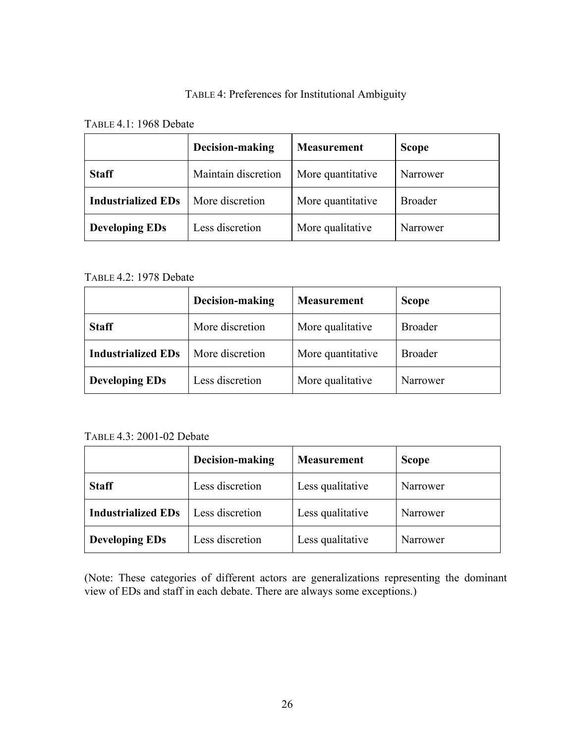TABLE 4: Preferences for Institutional Ambiguity

TABLE 4.1: 1968 Debate

| | **Decision-making** | **Measurement** | **Scope** |
|---|---|---|---|
| **Staff** | Maintain discretion | More quantitative | Narrower |
| **Industrialized EDs** | More discretion | More quantitative | Broader |
| **Developing EDs** | Less discretion | More qualitative | Narrower |

TABLE 4.2: 1978 Debate

| | **Decision-making** | **Measurement** | **Scope** |
|---|---|---|---|
| **Staff** | More discretion | More qualitative | Broader |
| **Industrialized EDs** | More discretion | More quantitative | Broader |
| **Developing EDs** | Less discretion | More qualitative | Narrower |

TABLE 4.3: 2001-02 Debate

| | **Decision-making** | **Measurement** | **Scope** |
|---|---|---|---|
| **Staff** | Less discretion | Less qualitative | Narrower |
| **Industrialized EDs** | Less discretion | Less qualitative | Narrower |
| **Developing EDs** | Less discretion | Less qualitative | Narrower |

(Note: These categories of different actors are generalizations representing the dominant view of EDs and staff in each debate. There are always some exceptions.)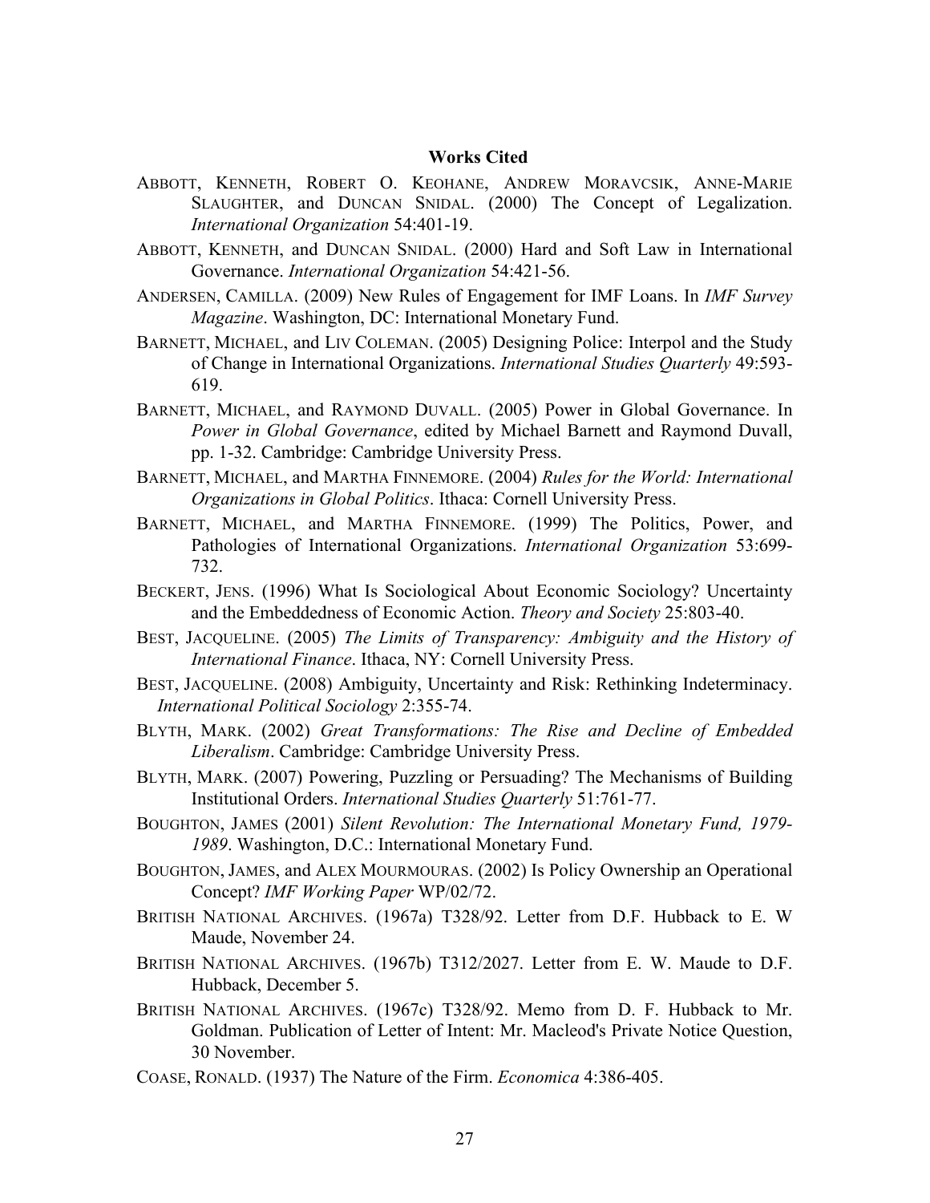## Works Cited

ABBOTT, KENNETH, ROBERT O. KEOHANE, ANDREW MORAVCSIK, ANNE-MARIE SLAUGHTER, and DUNCAN SNIDAL. (2000) The Concept of Legalization. *International Organization* 54:401-19.

ABBOTT, KENNETH, and DUNCAN SNIDAL. (2000) Hard and Soft Law in International Governance. *International Organization* 54:421-56.

ANDERSEN, CAMILLA. (2009) New Rules of Engagement for IMF Loans. In *IMF Survey Magazine*. Washington, DC: International Monetary Fund.

BARNETT, MICHAEL, and LIV COLEMAN. (2005) Designing Police: Interpol and the Study of Change in International Organizations. *International Studies Quarterly* 49:593-619.

BARNETT, MICHAEL, and RAYMOND DUVALL. (2005) Power in Global Governance. In *Power in Global Governance*, edited by Michael Barnett and Raymond Duvall, pp. 1-32. Cambridge: Cambridge University Press.

BARNETT, MICHAEL, and MARTHA FINNEMORE. (2004) *Rules for the World: International Organizations in Global Politics*. Ithaca: Cornell University Press.

BARNETT, MICHAEL, and MARTHA FINNEMORE. (1999) The Politics, Power, and Pathologies of International Organizations. *International Organization* 53:699-732.

BECKERT, JENS. (1996) What Is Sociological About Economic Sociology? Uncertainty and the Embeddedness of Economic Action. *Theory and Society* 25:803-40.

BEST, JACQUELINE. (2005) *The Limits of Transparency: Ambiguity and the History of International Finance*. Ithaca, NY: Cornell University Press.

BEST, JACQUELINE. (2008) Ambiguity, Uncertainty and Risk: Rethinking Indeterminacy. *International Political Sociology* 2:355-74.

BLYTH, MARK. (2002) *Great Transformations: The Rise and Decline of Embedded Liberalism*. Cambridge: Cambridge University Press.

BLYTH, MARK. (2007) Powering, Puzzling or Persuading? The Mechanisms of Building Institutional Orders. *International Studies Quarterly* 51:761-77.

BOUGHTON, JAMES (2001) *Silent Revolution: The International Monetary Fund, 1979-1989*. Washington, D.C.: International Monetary Fund.

BOUGHTON, JAMES, and ALEX MOURMOURAS. (2002) Is Policy Ownership an Operational Concept? *IMF Working Paper* WP/02/72.

BRITISH NATIONAL ARCHIVES. (1967a) T328/92. Letter from D.F. Hubback to E. W Maude, November 24.

BRITISH NATIONAL ARCHIVES. (1967b) T312/2027. Letter from E. W. Maude to D.F. Hubback, December 5.

BRITISH NATIONAL ARCHIVES. (1967c) T328/92. Memo from D. F. Hubback to Mr. Goldman. Publication of Letter of Intent: Mr. Macleod's Private Notice Question, 30 November.

COASE, RONALD. (1937) The Nature of the Firm. *Economica* 4:386-405.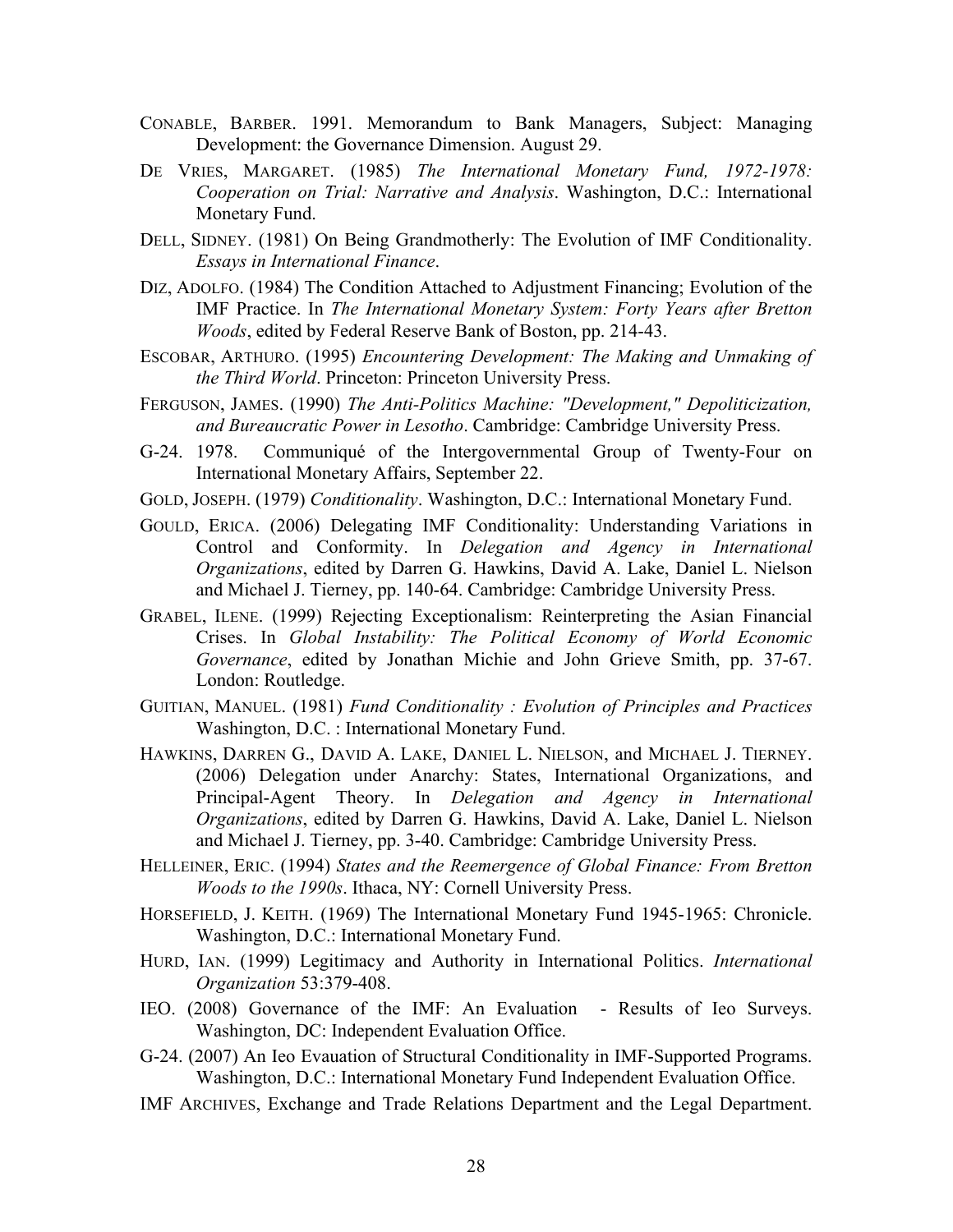CONABLE, BARBER. 1991. Memorandum to Bank Managers, Subject: Managing Development: the Governance Dimension. August 29.

DE VRIES, MARGARET. (1985) *The International Monetary Fund, 1972-1978: Cooperation on Trial: Narrative and Analysis*. Washington, D.C.: International Monetary Fund.

DELL, SIDNEY. (1981) On Being Grandmotherly: The Evolution of IMF Conditionality. *Essays in International Finance*.

DIZ, ADOLFO. (1984) The Condition Attached to Adjustment Financing; Evolution of the IMF Practice. In *The International Monetary System: Forty Years after Bretton Woods*, edited by Federal Reserve Bank of Boston, pp. 214-43.

ESCOBAR, ARTHURO. (1995) *Encountering Development: The Making and Unmaking of the Third World*. Princeton: Princeton University Press.

FERGUSON, JAMES. (1990) *The Anti-Politics Machine: "Development," Depoliticization, and Bureaucratic Power in Lesotho*. Cambridge: Cambridge University Press.

G-24. 1978. Communiqué of the Intergovernmental Group of Twenty-Four on International Monetary Affairs, September 22.

GOLD, JOSEPH. (1979) *Conditionality*. Washington, D.C.: International Monetary Fund.

GOULD, ERICA. (2006) Delegating IMF Conditionality: Understanding Variations in Control and Conformity. In *Delegation and Agency in International Organizations*, edited by Darren G. Hawkins, David A. Lake, Daniel L. Nielson and Michael J. Tierney, pp. 140-64. Cambridge: Cambridge University Press.

GRABEL, ILENE. (1999) Rejecting Exceptionalism: Reinterpreting the Asian Financial Crises. In *Global Instability: The Political Economy of World Economic Governance*, edited by Jonathan Michie and John Grieve Smith, pp. 37-67. London: Routledge.

GUITIAN, MANUEL. (1981) *Fund Conditionality : Evolution of Principles and Practices* Washington, D.C. : International Monetary Fund.

HAWKINS, DARREN G., DAVID A. LAKE, DANIEL L. NIELSON, and MICHAEL J. TIERNEY. (2006) Delegation under Anarchy: States, International Organizations, and Principal-Agent Theory. In *Delegation and Agency in International Organizations*, edited by Darren G. Hawkins, David A. Lake, Daniel L. Nielson and Michael J. Tierney, pp. 3-40. Cambridge: Cambridge University Press.

HELLEINER, ERIC. (1994) *States and the Reemergence of Global Finance: From Bretton Woods to the 1990s*. Ithaca, NY: Cornell University Press.

HORSEFIELD, J. KEITH. (1969) The International Monetary Fund 1945-1965: Chronicle. Washington, D.C.: International Monetary Fund.

HURD, IAN. (1999) Legitimacy and Authority in International Politics. *International Organization* 53:379-408.

IEO. (2008) Governance of the IMF: An Evaluation - Results of Ieo Surveys. Washington, DC: Independent Evaluation Office.

G-24. (2007) An Ieo Evauation of Structural Conditionality in IMF-Supported Programs. Washington, D.C.: International Monetary Fund Independent Evaluation Office.

IMF ARCHIVES, Exchange and Trade Relations Department and the Legal Department.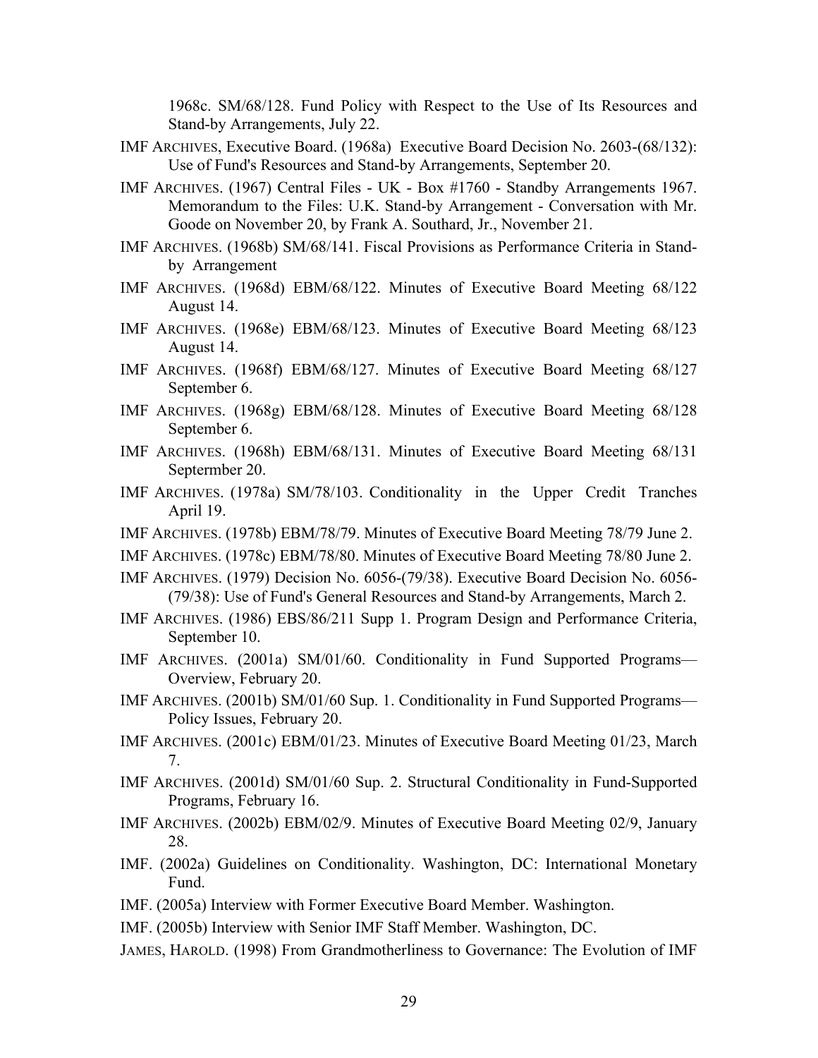1968c. SM/68/128. Fund Policy with Respect to the Use of Its Resources and Stand-by Arrangements, July 22.

IMF ARCHIVES, Executive Board. (1968a) Executive Board Decision No. 2603-(68/132): Use of Fund's Resources and Stand-by Arrangements, September 20.

IMF ARCHIVES. (1967) Central Files - UK - Box #1760 - Standby Arrangements 1967. Memorandum to the Files: U.K. Stand-by Arrangement - Conversation with Mr. Goode on November 20, by Frank A. Southard, Jr., November 21.

IMF ARCHIVES. (1968b) SM/68/141. Fiscal Provisions as Performance Criteria in Stand-by Arrangement

IMF ARCHIVES. (1968d) EBM/68/122. Minutes of Executive Board Meeting 68/122 August 14.

IMF ARCHIVES. (1968e) EBM/68/123. Minutes of Executive Board Meeting 68/123 August 14.

IMF ARCHIVES. (1968f) EBM/68/127. Minutes of Executive Board Meeting 68/127 September 6.

IMF ARCHIVES. (1968g) EBM/68/128. Minutes of Executive Board Meeting 68/128 September 6.

IMF ARCHIVES. (1968h) EBM/68/131. Minutes of Executive Board Meeting 68/131 Septermber 20.

IMF ARCHIVES. (1978a) SM/78/103. Conditionality in the Upper Credit Tranches April 19.

IMF ARCHIVES. (1978b) EBM/78/79. Minutes of Executive Board Meeting 78/79 June 2.

IMF ARCHIVES. (1978c) EBM/78/80. Minutes of Executive Board Meeting 78/80 June 2.

IMF ARCHIVES. (1979) Decision No. 6056-(79/38). Executive Board Decision No. 6056-(79/38): Use of Fund's General Resources and Stand-by Arrangements, March 2.

IMF ARCHIVES. (1986) EBS/86/211 Supp 1. Program Design and Performance Criteria, September 10.

IMF ARCHIVES. (2001a) SM/01/60. Conditionality in Fund Supported Programs—Overview, February 20.

IMF ARCHIVES. (2001b) SM/01/60 Sup. 1. Conditionality in Fund Supported Programs—Policy Issues, February 20.

IMF ARCHIVES. (2001c) EBM/01/23. Minutes of Executive Board Meeting 01/23, March 7.

IMF ARCHIVES. (2001d) SM/01/60 Sup. 2. Structural Conditionality in Fund-Supported Programs, February 16.

IMF ARCHIVES. (2002b) EBM/02/9. Minutes of Executive Board Meeting 02/9, January 28.

IMF. (2002a) Guidelines on Conditionality. Washington, DC: International Monetary Fund.

IMF. (2005a) Interview with Former Executive Board Member. Washington.

IMF. (2005b) Interview with Senior IMF Staff Member. Washington, DC.

JAMES, HAROLD. (1998) From Grandmotherliness to Governance: The Evolution of IMF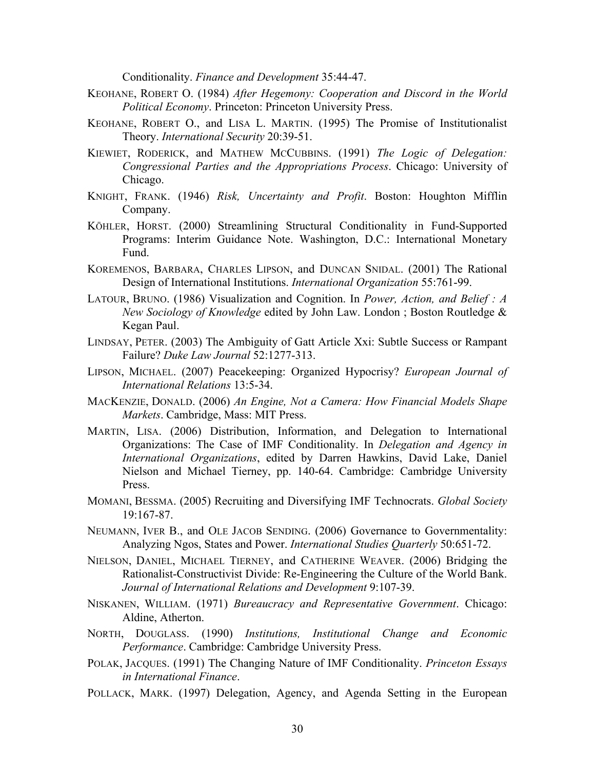Conditionality. *Finance and Development* 35:44-47.

KEOHANE, ROBERT O. (1984) *After Hegemony: Cooperation and Discord in the World Political Economy*. Princeton: Princeton University Press.

KEOHANE, ROBERT O., and LISA L. MARTIN. (1995) The Promise of Institutionalist Theory. *International Security* 20:39-51.

KIEWIET, RODERICK, and MATHEW MCCUBBINS. (1991) *The Logic of Delegation: Congressional Parties and the Appropriations Process*. Chicago: University of Chicago.

KNIGHT, FRANK. (1946) *Risk, Uncertainty and Profit*. Boston: Houghton Mifflin Company.

KÖHLER, HORST. (2000) Streamlining Structural Conditionality in Fund-Supported Programs: Interim Guidance Note. Washington, D.C.: International Monetary Fund.

KOREMENOS, BARBARA, CHARLES LIPSON, and DUNCAN SNIDAL. (2001) The Rational Design of International Institutions. *International Organization* 55:761-99.

LATOUR, BRUNO. (1986) Visualization and Cognition. In *Power, Action, and Belief : A New Sociology of Knowledge* edited by John Law. London ; Boston Routledge & Kegan Paul.

LINDSAY, PETER. (2003) The Ambiguity of Gatt Article Xxi: Subtle Success or Rampant Failure? *Duke Law Journal* 52:1277-313.

LIPSON, MICHAEL. (2007) Peacekeeping: Organized Hypocrisy? *European Journal of International Relations* 13:5-34.

MACKENZIE, DONALD. (2006) *An Engine, Not a Camera: How Financial Models Shape Markets*. Cambridge, Mass: MIT Press.

MARTIN, LISA. (2006) Distribution, Information, and Delegation to International Organizations: The Case of IMF Conditionality. In *Delegation and Agency in International Organizations*, edited by Darren Hawkins, David Lake, Daniel Nielson and Michael Tierney, pp. 140-64. Cambridge: Cambridge University Press.

MOMANI, BESSMA. (2005) Recruiting and Diversifying IMF Technocrats. *Global Society* 19:167-87.

NEUMANN, IVER B., and OLE JACOB SENDING. (2006) Governance to Governmentality: Analyzing Ngos, States and Power. *International Studies Quarterly* 50:651-72.

NIELSON, DANIEL, MICHAEL TIERNEY, and CATHERINE WEAVER. (2006) Bridging the Rationalist-Constructivist Divide: Re-Engineering the Culture of the World Bank. *Journal of International Relations and Development* 9:107-39.

NISKANEN, WILLIAM. (1971) *Bureaucracy and Representative Government*. Chicago: Aldine, Atherton.

NORTH, DOUGLASS. (1990) *Institutions, Institutional Change and Economic Performance*. Cambridge: Cambridge University Press.

POLAK, JACQUES. (1991) The Changing Nature of IMF Conditionality. *Princeton Essays in International Finance*.

POLLACK, MARK. (1997) Delegation, Agency, and Agenda Setting in the European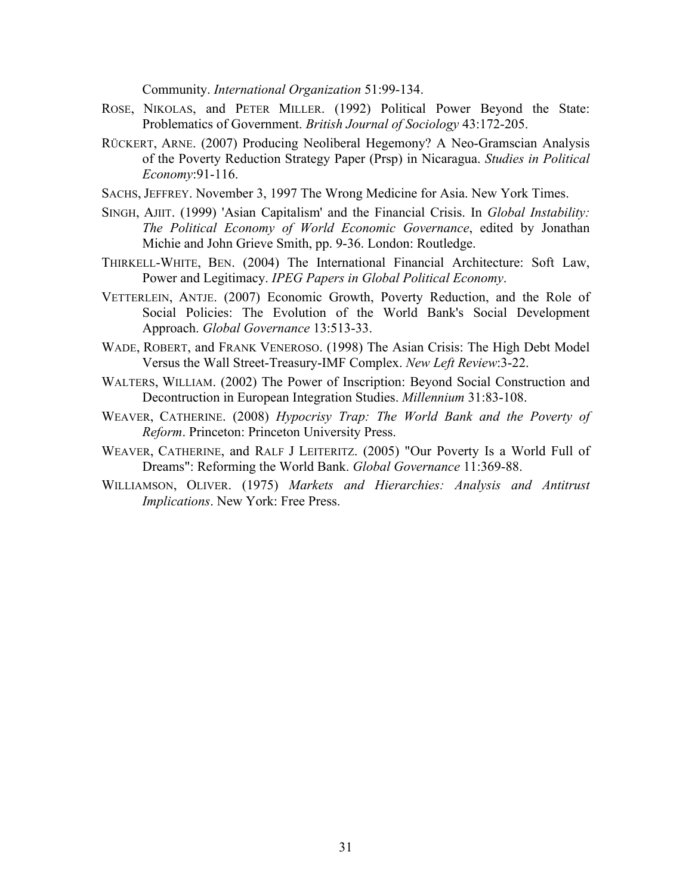Community. *International Organization* 51:99-134.

ROSE, NIKOLAS, and PETER MILLER. (1992) Political Power Beyond the State: Problematics of Government. *British Journal of Sociology* 43:172-205.

RÜCKERT, ARNE. (2007) Producing Neoliberal Hegemony? A Neo-Gramscian Analysis of the Poverty Reduction Strategy Paper (Prsp) in Nicaragua. *Studies in Political Economy*:91-116.

SACHS, JEFFREY. November 3, 1997 The Wrong Medicine for Asia. New York Times.

SINGH, AJIIT. (1999) 'Asian Capitalism' and the Financial Crisis. In *Global Instability: The Political Economy of World Economic Governance*, edited by Jonathan Michie and John Grieve Smith, pp. 9-36. London: Routledge.

THIRKELL-WHITE, BEN. (2004) The International Financial Architecture: Soft Law, Power and Legitimacy. *IPEG Papers in Global Political Economy*.

VETTERLEIN, ANTJE. (2007) Economic Growth, Poverty Reduction, and the Role of Social Policies: The Evolution of the World Bank's Social Development Approach. *Global Governance* 13:513-33.

WADE, ROBERT, and FRANK VENEROSO. (1998) The Asian Crisis: The High Debt Model Versus the Wall Street-Treasury-IMF Complex. *New Left Review*:3-22.

WALTERS, WILLIAM. (2002) The Power of Inscription: Beyond Social Construction and Decontruction in European Integration Studies. *Millennium* 31:83-108.

WEAVER, CATHERINE. (2008) *Hypocrisy Trap: The World Bank and the Poverty of Reform*. Princeton: Princeton University Press.

WEAVER, CATHERINE, and RALF J LEITERITZ. (2005) "Our Poverty Is a World Full of Dreams": Reforming the World Bank. *Global Governance* 11:369-88.

WILLIAMSON, OLIVER. (1975) *Markets and Hierarchies: Analysis and Antitrust Implications*. New York: Free Press.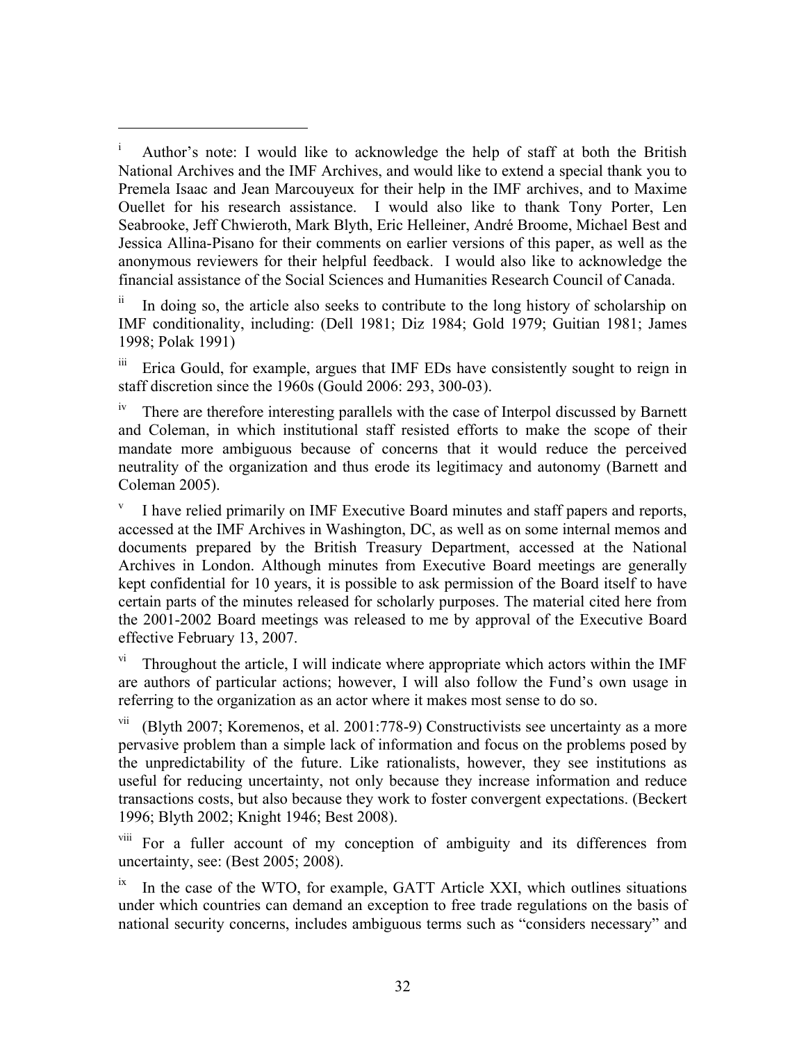[i] Author's note: I would like to acknowledge the help of staff at both the British National Archives and the IMF Archives, and would like to extend a special thank you to Premela Isaac and Jean Marcouyeux for their help in the IMF archives, and to Maxime Ouellet for his research assistance. I would also like to thank Tony Porter, Len Seabrooke, Jeff Chwieroth, Mark Blyth, Eric Helleiner, André Broome, Michael Best and Jessica Allina-Pisano for their comments on earlier versions of this paper, as well as the anonymous reviewers for their helpful feedback. I would also like to acknowledge the financial assistance of the Social Sciences and Humanities Research Council of Canada.

[ii] In doing so, the article also seeks to contribute to the long history of scholarship on IMF conditionality, including: (Dell 1981; Diz 1984; Gold 1979; Guitian 1981; James 1998; Polak 1991)

[iii] Erica Gould, for example, argues that IMF EDs have consistently sought to reign in staff discretion since the 1960s (Gould 2006: 293, 300-03).

[iv] There are therefore interesting parallels with the case of Interpol discussed by Barnett and Coleman, in which institutional staff resisted efforts to make the scope of their mandate more ambiguous because of concerns that it would reduce the perceived neutrality of the organization and thus erode its legitimacy and autonomy (Barnett and Coleman 2005).

[v] I have relied primarily on IMF Executive Board minutes and staff papers and reports, accessed at the IMF Archives in Washington, DC, as well as on some internal memos and documents prepared by the British Treasury Department, accessed at the National Archives in London. Although minutes from Executive Board meetings are generally kept confidential for 10 years, it is possible to ask permission of the Board itself to have certain parts of the minutes released for scholarly purposes. The material cited here from the 2001-2002 Board meetings was released to me by approval of the Executive Board effective February 13, 2007.

[vi] Throughout the article, I will indicate where appropriate which actors within the IMF are authors of particular actions; however, I will also follow the Fund's own usage in referring to the organization as an actor where it makes most sense to do so.

[vii] (Blyth 2007; Koremenos, et al. 2001:778-9) Constructivists see uncertainty as a more pervasive problem than a simple lack of information and focus on the problems posed by the unpredictability of the future. Like rationalists, however, they see institutions as useful for reducing uncertainty, not only because they increase information and reduce transactions costs, but also because they work to foster convergent expectations. (Beckert 1996; Blyth 2002; Knight 1946; Best 2008).

[viii] For a fuller account of my conception of ambiguity and its differences from uncertainty, see: (Best 2005; 2008).

[ix] In the case of the WTO, for example, GATT Article XXI, which outlines situations under which countries can demand an exception to free trade regulations on the basis of national security concerns, includes ambiguous terms such as "considers necessary" and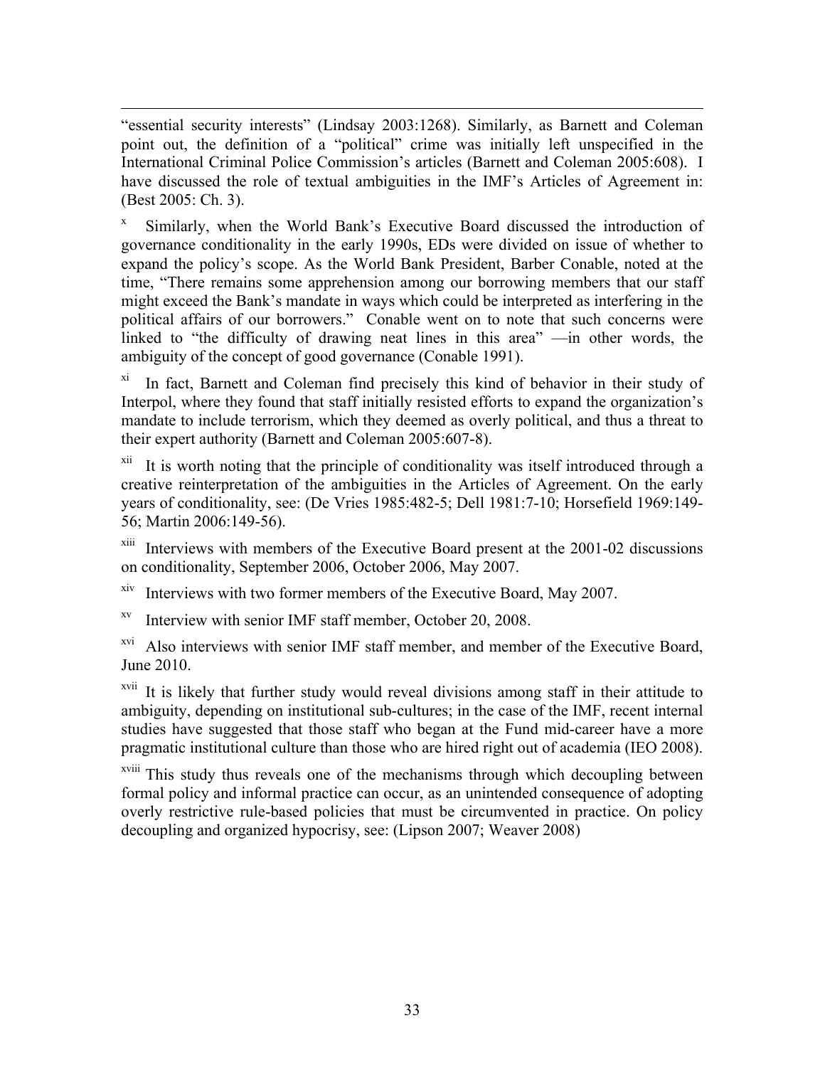"essential security interests" (Lindsay 2003:1268). Similarly, as Barnett and Coleman point out, the definition of a "political" crime was initially left unspecified in the International Criminal Police Commission's articles (Barnett and Coleman 2005:608). I have discussed the role of textual ambiguities in the IMF's Articles of Agreement in: (Best 2005: Ch. 3).

[x] Similarly, when the World Bank's Executive Board discussed the introduction of governance conditionality in the early 1990s, EDs were divided on issue of whether to expand the policy's scope. As the World Bank President, Barber Conable, noted at the time, "There remains some apprehension among our borrowing members that our staff might exceed the Bank's mandate in ways which could be interpreted as interfering in the political affairs of our borrowers." Conable went on to note that such concerns were linked to "the difficulty of drawing neat lines in this area" —in other words, the ambiguity of the concept of good governance (Conable 1991).

[xi] In fact, Barnett and Coleman find precisely this kind of behavior in their study of Interpol, where they found that staff initially resisted efforts to expand the organization's mandate to include terrorism, which they deemed as overly political, and thus a threat to their expert authority (Barnett and Coleman 2005:607-8).

[xii] It is worth noting that the principle of conditionality was itself introduced through a creative reinterpretation of the ambiguities in the Articles of Agreement. On the early years of conditionality, see: (De Vries 1985:482-5; Dell 1981:7-10; Horsefield 1969:149-56; Martin 2006:149-56).

[xiii] Interviews with members of the Executive Board present at the 2001-02 discussions on conditionality, September 2006, October 2006, May 2007.

[xiv] Interviews with two former members of the Executive Board, May 2007.

[xv] Interview with senior IMF staff member, October 20, 2008.

[xvi] Also interviews with senior IMF staff member, and member of the Executive Board, June 2010.

[xvii] It is likely that further study would reveal divisions among staff in their attitude to ambiguity, depending on institutional sub-cultures; in the case of the IMF, recent internal studies have suggested that those staff who began at the Fund mid-career have a more pragmatic institutional culture than those who are hired right out of academia (IEO 2008).

[xviii] This study thus reveals one of the mechanisms through which decoupling between formal policy and informal practice can occur, as an unintended consequence of adopting overly restrictive rule-based policies that must be circumvented in practice. On policy decoupling and organized hypocrisy, see: (Lipson 2007; Weaver 2008)